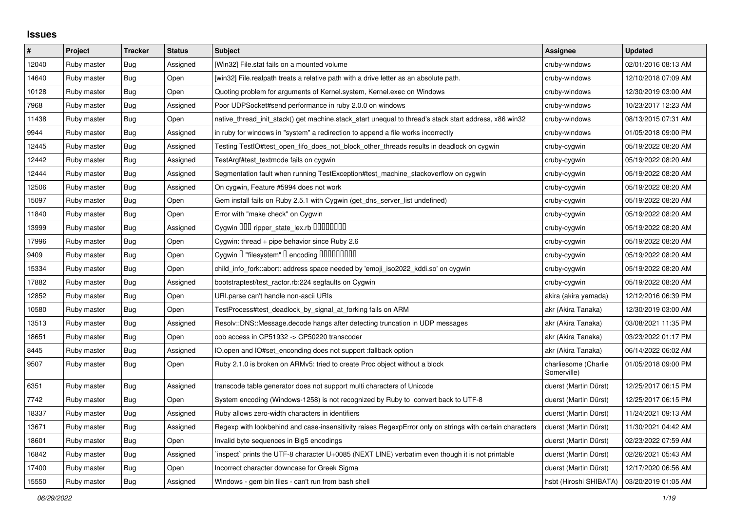## Issues

| # | Project | Tracker | Status | Subject | Assignee | Updated |
|---|---|---|---|---|---|---|
| 12040 | Ruby master | Bug | Assigned | [Win32] File.stat fails on a mounted volume | cruby-windows | 02/01/2016 08:13 AM |
| 14640 | Ruby master | Bug | Open | [win32] File.realpath treats a relative path with a drive letter as an absolute path. | cruby-windows | 12/10/2018 07:09 AM |
| 10128 | Ruby master | Bug | Open | Quoting problem for arguments of Kernel.system, Kernel.exec on Windows | cruby-windows | 12/30/2019 03:00 AM |
| 7968 | Ruby master | Bug | Assigned | Poor UDPSocket#send performance in ruby 2.0.0 on windows | cruby-windows | 10/23/2017 12:23 AM |
| 11438 | Ruby master | Bug | Open | native_thread_init_stack() get machine.stack_start unequal to thread's stack start address, x86 win32 | cruby-windows | 08/13/2015 07:31 AM |
| 9944 | Ruby master | Bug | Assigned | in ruby for windows in "system" a redirection to append a file works incorrectly | cruby-windows | 01/05/2018 09:00 PM |
| 12445 | Ruby master | Bug | Assigned | Testing TestIO#test_open_fifo_does_not_block_other_threads results in deadlock on cygwin | cruby-cygwin | 05/19/2022 08:20 AM |
| 12442 | Ruby master | Bug | Assigned | TestArgf#test_textmode fails on cygwin | cruby-cygwin | 05/19/2022 08:20 AM |
| 12444 | Ruby master | Bug | Assigned | Segmentation fault when running TestException#test_machine_stackoverflow on cygwin | cruby-cygwin | 05/19/2022 08:20 AM |
| 12506 | Ruby master | Bug | Assigned | On cygwin, Feature #5994 does not work | cruby-cygwin | 05/19/2022 08:20 AM |
| 15097 | Ruby master | Bug | Open | Gem install fails on Ruby 2.5.1 with Cygwin (get_dns_server_list undefined) | cruby-cygwin | 05/19/2022 08:20 AM |
| 11840 | Ruby master | Bug | Open | Error with "make check" on Cygwin | cruby-cygwin | 05/19/2022 08:20 AM |
| 13999 | Ruby master | Bug | Assigned | Cygwin ▯▯▯ ripper_state_lex.rb ▯▯▯▯▯▯▯▯ | cruby-cygwin | 05/19/2022 08:20 AM |
| 17996 | Ruby master | Bug | Open | Cygwin: thread + pipe behavior since Ruby 2.6 | cruby-cygwin | 05/19/2022 08:20 AM |
| 9409 | Ruby master | Bug | Open | Cygwin ▯ "filesystem" ▯ encoding ▯▯▯▯▯▯▯▯▯ | cruby-cygwin | 05/19/2022 08:20 AM |
| 15334 | Ruby master | Bug | Open | child_info_fork::abort: address space needed by 'emoji_iso2022_kddi.so' on cygwin | cruby-cygwin | 05/19/2022 08:20 AM |
| 17882 | Ruby master | Bug | Assigned | bootstraptest/test_ractor.rb:224 segfaults on Cygwin | cruby-cygwin | 05/19/2022 08:20 AM |
| 12852 | Ruby master | Bug | Open | URI.parse can't handle non-ascii URIs | akira (akira yamada) | 12/12/2016 06:39 PM |
| 10580 | Ruby master | Bug | Open | TestProcess#test_deadlock_by_signal_at_forking fails on ARM | akr (Akira Tanaka) | 12/30/2019 03:00 AM |
| 13513 | Ruby master | Bug | Assigned | Resolv::DNS::Message.decode hangs after detecting truncation in UDP messages | akr (Akira Tanaka) | 03/08/2021 11:35 PM |
| 18651 | Ruby master | Bug | Open | oob access in CP51932 -> CP50220 transcoder | akr (Akira Tanaka) | 03/23/2022 01:17 PM |
| 8445 | Ruby master | Bug | Assigned | IO.open and IO#set_enconding does not support :fallback option | akr (Akira Tanaka) | 06/14/2022 06:02 AM |
| 9507 | Ruby master | Bug | Open | Ruby 2.1.0 is broken on ARMv5: tried to create Proc object without a block | charliesome (Charlie Somerville) | 01/05/2018 09:00 PM |
| 6351 | Ruby master | Bug | Assigned | transcode table generator does not support multi characters of Unicode | duerst (Martin Dürst) | 12/25/2017 06:15 PM |
| 7742 | Ruby master | Bug | Open | System encoding (Windows-1258) is not recognized by Ruby to convert back to UTF-8 | duerst (Martin Dürst) | 12/25/2017 06:15 PM |
| 18337 | Ruby master | Bug | Assigned | Ruby allows zero-width characters in identifiers | duerst (Martin Dürst) | 11/24/2021 09:13 AM |
| 13671 | Ruby master | Bug | Assigned | Regexp with lookbehind and case-insensitivity raises RegexpError only on strings with certain characters | duerst (Martin Dürst) | 11/30/2021 04:42 AM |
| 18601 | Ruby master | Bug | Open | Invalid byte sequences in Big5 encodings | duerst (Martin Dürst) | 02/23/2022 07:59 AM |
| 16842 | Ruby master | Bug | Assigned | `inspect` prints the UTF-8 character U+0085 (NEXT LINE) verbatim even though it is not printable | duerst (Martin Dürst) | 02/26/2021 05:43 AM |
| 17400 | Ruby master | Bug | Open | Incorrect character downcase for Greek Sigma | duerst (Martin Dürst) | 12/17/2020 06:56 AM |
| 15550 | Ruby master | Bug | Assigned | Windows - gem bin files - can't run from bash shell | hsbt (Hiroshi SHIBATA) | 03/20/2019 01:05 AM |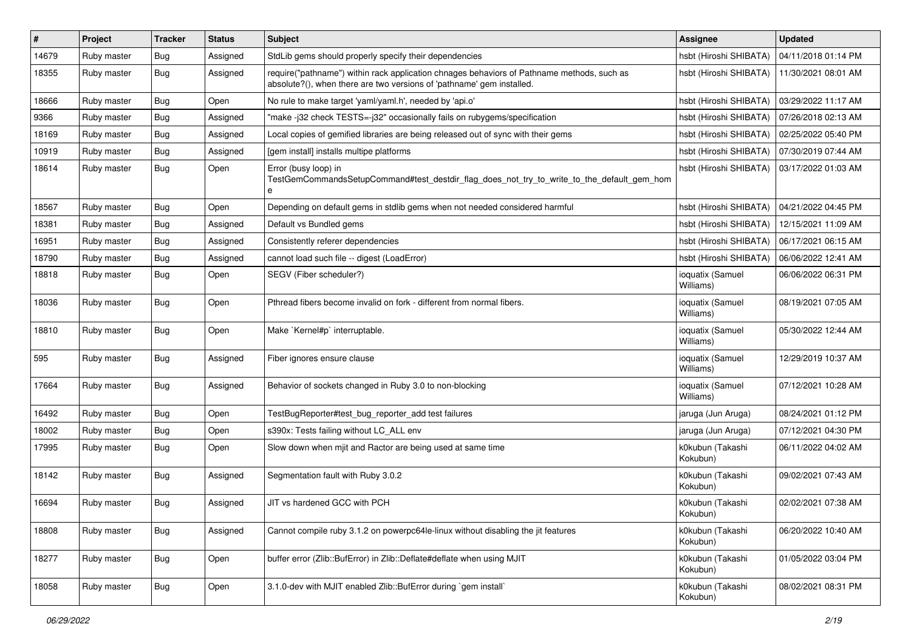| # | Project | Tracker | Status | Subject | Assignee | Updated |
|---|---|---|---|---|---|---|
| 14679 | Ruby master | Bug | Assigned | StdLib gems should properly specify their dependencies | hsbt (Hiroshi SHIBATA) | 04/11/2018 01:14 PM |
| 18355 | Ruby master | Bug | Assigned | require("pathname") within rack application chnages behaviors of Pathname methods, such as absolute?(), when there are two versions of 'pathname' gem installed. | hsbt (Hiroshi SHIBATA) | 11/30/2021 08:01 AM |
| 18666 | Ruby master | Bug | Open | No rule to make target 'yaml/yaml.h', needed by 'api.o' | hsbt (Hiroshi SHIBATA) | 03/29/2022 11:17 AM |
| 9366 | Ruby master | Bug | Assigned | "make -j32 check TESTS=-j32" occasionally fails on rubygems/specification | hsbt (Hiroshi SHIBATA) | 07/26/2018 02:13 AM |
| 18169 | Ruby master | Bug | Assigned | Local copies of gemified libraries are being released out of sync with their gems | hsbt (Hiroshi SHIBATA) | 02/25/2022 05:40 PM |
| 10919 | Ruby master | Bug | Assigned | [gem install] installs multipe platforms | hsbt (Hiroshi SHIBATA) | 07/30/2019 07:44 AM |
| 18614 | Ruby master | Bug | Open | Error (busy loop) in TestGemCommandsSetupCommand#test_destdir_flag_does_not_try_to_write_to_the_default_gem_home | hsbt (Hiroshi SHIBATA) | 03/17/2022 01:03 AM |
| 18567 | Ruby master | Bug | Open | Depending on default gems in stdlib gems when not needed considered harmful | hsbt (Hiroshi SHIBATA) | 04/21/2022 04:45 PM |
| 18381 | Ruby master | Bug | Assigned | Default vs Bundled gems | hsbt (Hiroshi SHIBATA) | 12/15/2021 11:09 AM |
| 16951 | Ruby master | Bug | Assigned | Consistently referer dependencies | hsbt (Hiroshi SHIBATA) | 06/17/2021 06:15 AM |
| 18790 | Ruby master | Bug | Assigned | cannot load such file -- digest (LoadError) | hsbt (Hiroshi SHIBATA) | 06/06/2022 12:41 AM |
| 18818 | Ruby master | Bug | Open | SEGV (Fiber scheduler?) | ioquatix (Samuel Williams) | 06/06/2022 06:31 PM |
| 18036 | Ruby master | Bug | Open | Pthread fibers become invalid on fork - different from normal fibers. | ioquatix (Samuel Williams) | 08/19/2021 07:05 AM |
| 18810 | Ruby master | Bug | Open | Make `Kernel#p` interruptable. | ioquatix (Samuel Williams) | 05/30/2022 12:44 AM |
| 595 | Ruby master | Bug | Assigned | Fiber ignores ensure clause | ioquatix (Samuel Williams) | 12/29/2019 10:37 AM |
| 17664 | Ruby master | Bug | Assigned | Behavior of sockets changed in Ruby 3.0 to non-blocking | ioquatix (Samuel Williams) | 07/12/2021 10:28 AM |
| 16492 | Ruby master | Bug | Open | TestBugReporter#test_bug_reporter_add test failures | jaruga (Jun Aruga) | 08/24/2021 01:12 PM |
| 18002 | Ruby master | Bug | Open | s390x: Tests failing without LC_ALL env | jaruga (Jun Aruga) | 07/12/2021 04:30 PM |
| 17995 | Ruby master | Bug | Open | Slow down when mjit and Ractor are being used at same time | k0kubun (Takashi Kokubun) | 06/11/2022 04:02 AM |
| 18142 | Ruby master | Bug | Assigned | Segmentation fault with Ruby 3.0.2 | k0kubun (Takashi Kokubun) | 09/02/2021 07:43 AM |
| 16694 | Ruby master | Bug | Assigned | JIT vs hardened GCC with PCH | k0kubun (Takashi Kokubun) | 02/02/2021 07:38 AM |
| 18808 | Ruby master | Bug | Assigned | Cannot compile ruby 3.1.2 on powerpc64le-linux without disabling the jit features | k0kubun (Takashi Kokubun) | 06/20/2022 10:40 AM |
| 18277 | Ruby master | Bug | Open | buffer error (Zlib::BufError) in Zlib::Deflate#deflate when using MJIT | k0kubun (Takashi Kokubun) | 01/05/2022 03:04 PM |
| 18058 | Ruby master | Bug | Open | 3.1.0-dev with MJIT enabled Zlib::BufError during `gem install` | k0kubun (Takashi Kokubun) | 08/02/2021 08:31 PM |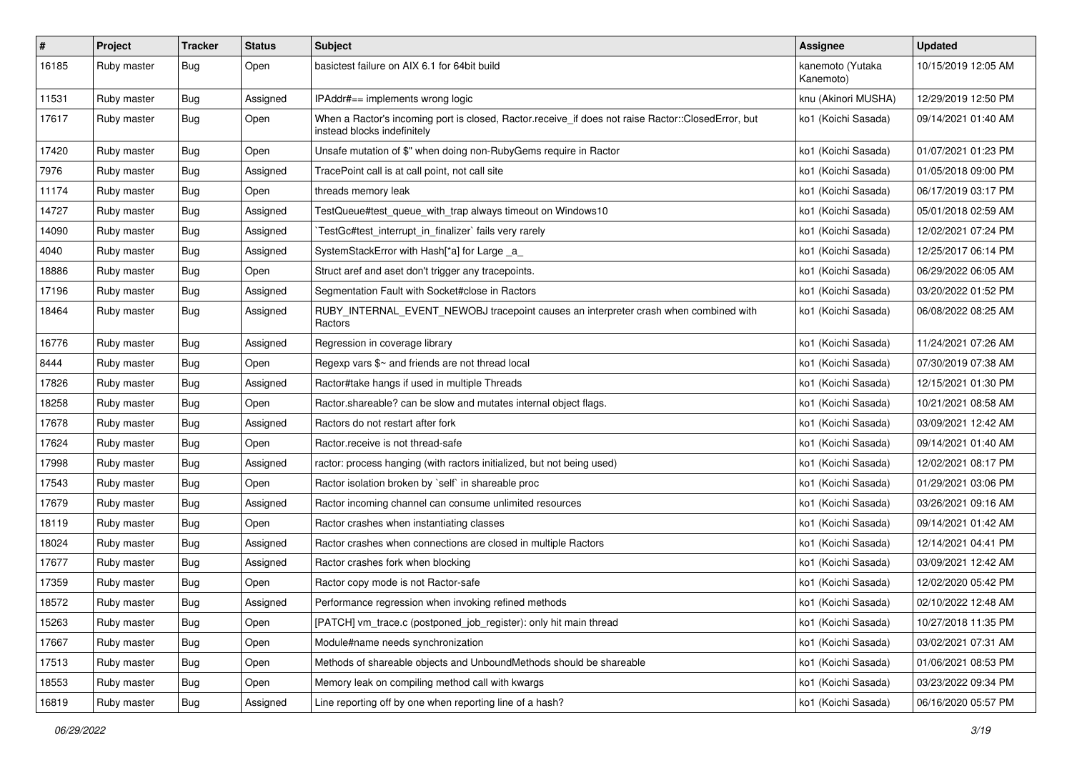| # | Project | Tracker | Status | Subject | Assignee | Updated |
|---|---|---|---|---|---|---|
| 16185 | Ruby master | Bug | Open | basictest failure on AIX 6.1 for 64bit build | kanemoto (Yutaka Kanemoto) | 10/15/2019 12:05 AM |
| 11531 | Ruby master | Bug | Assigned | IPAddr#== implements wrong logic | knu (Akinori MUSHA) | 12/29/2019 12:50 PM |
| 17617 | Ruby master | Bug | Open | When a Ractor's incoming port is closed, Ractor.receive_if does not raise Ractor::ClosedError, but instead blocks indefinitely | ko1 (Koichi Sasada) | 09/14/2021 01:40 AM |
| 17420 | Ruby master | Bug | Open | Unsafe mutation of $" when doing non-RubyGems require in Ractor | ko1 (Koichi Sasada) | 01/07/2021 01:23 PM |
| 7976 | Ruby master | Bug | Assigned | TracePoint call is at call point, not call site | ko1 (Koichi Sasada) | 01/05/2018 09:00 PM |
| 11174 | Ruby master | Bug | Open | threads memory leak | ko1 (Koichi Sasada) | 06/17/2019 03:17 PM |
| 14727 | Ruby master | Bug | Assigned | TestQueue#test_queue_with_trap always timeout on Windows10 | ko1 (Koichi Sasada) | 05/01/2018 02:59 AM |
| 14090 | Ruby master | Bug | Assigned | `TestGc#test_interrupt_in_finalizer` fails very rarely | ko1 (Koichi Sasada) | 12/02/2021 07:24 PM |
| 4040 | Ruby master | Bug | Assigned | SystemStackError with Hash[*a] for Large _a_ | ko1 (Koichi Sasada) | 12/25/2017 06:14 PM |
| 18886 | Ruby master | Bug | Open | Struct aref and aset don't trigger any tracepoints. | ko1 (Koichi Sasada) | 06/29/2022 06:05 AM |
| 17196 | Ruby master | Bug | Assigned | Segmentation Fault with Socket#close in Ractors | ko1 (Koichi Sasada) | 03/20/2022 01:52 PM |
| 18464 | Ruby master | Bug | Assigned | RUBY_INTERNAL_EVENT_NEWOBJ tracepoint causes an interpreter crash when combined with Ractors | ko1 (Koichi Sasada) | 06/08/2022 08:25 AM |
| 16776 | Ruby master | Bug | Assigned | Regression in coverage library | ko1 (Koichi Sasada) | 11/24/2021 07:26 AM |
| 8444 | Ruby master | Bug | Open | Regexp vars $~ and friends are not thread local | ko1 (Koichi Sasada) | 07/30/2019 07:38 AM |
| 17826 | Ruby master | Bug | Assigned | Ractor#take hangs if used in multiple Threads | ko1 (Koichi Sasada) | 12/15/2021 01:30 PM |
| 18258 | Ruby master | Bug | Open | Ractor.shareable? can be slow and mutates internal object flags. | ko1 (Koichi Sasada) | 10/21/2021 08:58 AM |
| 17678 | Ruby master | Bug | Assigned | Ractors do not restart after fork | ko1 (Koichi Sasada) | 03/09/2021 12:42 AM |
| 17624 | Ruby master | Bug | Open | Ractor.receive is not thread-safe | ko1 (Koichi Sasada) | 09/14/2021 01:40 AM |
| 17998 | Ruby master | Bug | Assigned | ractor: process hanging (with ractors initialized, but not being used) | ko1 (Koichi Sasada) | 12/02/2021 08:17 PM |
| 17543 | Ruby master | Bug | Open | Ractor isolation broken by `self` in shareable proc | ko1 (Koichi Sasada) | 01/29/2021 03:06 PM |
| 17679 | Ruby master | Bug | Assigned | Ractor incoming channel can consume unlimited resources | ko1 (Koichi Sasada) | 03/26/2021 09:16 AM |
| 18119 | Ruby master | Bug | Open | Ractor crashes when instantiating classes | ko1 (Koichi Sasada) | 09/14/2021 01:42 AM |
| 18024 | Ruby master | Bug | Assigned | Ractor crashes when connections are closed in multiple Ractors | ko1 (Koichi Sasada) | 12/14/2021 04:41 PM |
| 17677 | Ruby master | Bug | Assigned | Ractor crashes fork when blocking | ko1 (Koichi Sasada) | 03/09/2021 12:42 AM |
| 17359 | Ruby master | Bug | Open | Ractor copy mode is not Ractor-safe | ko1 (Koichi Sasada) | 12/02/2020 05:42 PM |
| 18572 | Ruby master | Bug | Assigned | Performance regression when invoking refined methods | ko1 (Koichi Sasada) | 02/10/2022 12:48 AM |
| 15263 | Ruby master | Bug | Open | [PATCH] vm_trace.c (postponed_job_register): only hit main thread | ko1 (Koichi Sasada) | 10/27/2018 11:35 PM |
| 17667 | Ruby master | Bug | Open | Module#name needs synchronization | ko1 (Koichi Sasada) | 03/02/2021 07:31 AM |
| 17513 | Ruby master | Bug | Open | Methods of shareable objects and UnboundMethods should be shareable | ko1 (Koichi Sasada) | 01/06/2021 08:53 PM |
| 18553 | Ruby master | Bug | Open | Memory leak on compiling method call with kwargs | ko1 (Koichi Sasada) | 03/23/2022 09:34 PM |
| 16819 | Ruby master | Bug | Assigned | Line reporting off by one when reporting line of a hash? | ko1 (Koichi Sasada) | 06/16/2020 05:57 PM |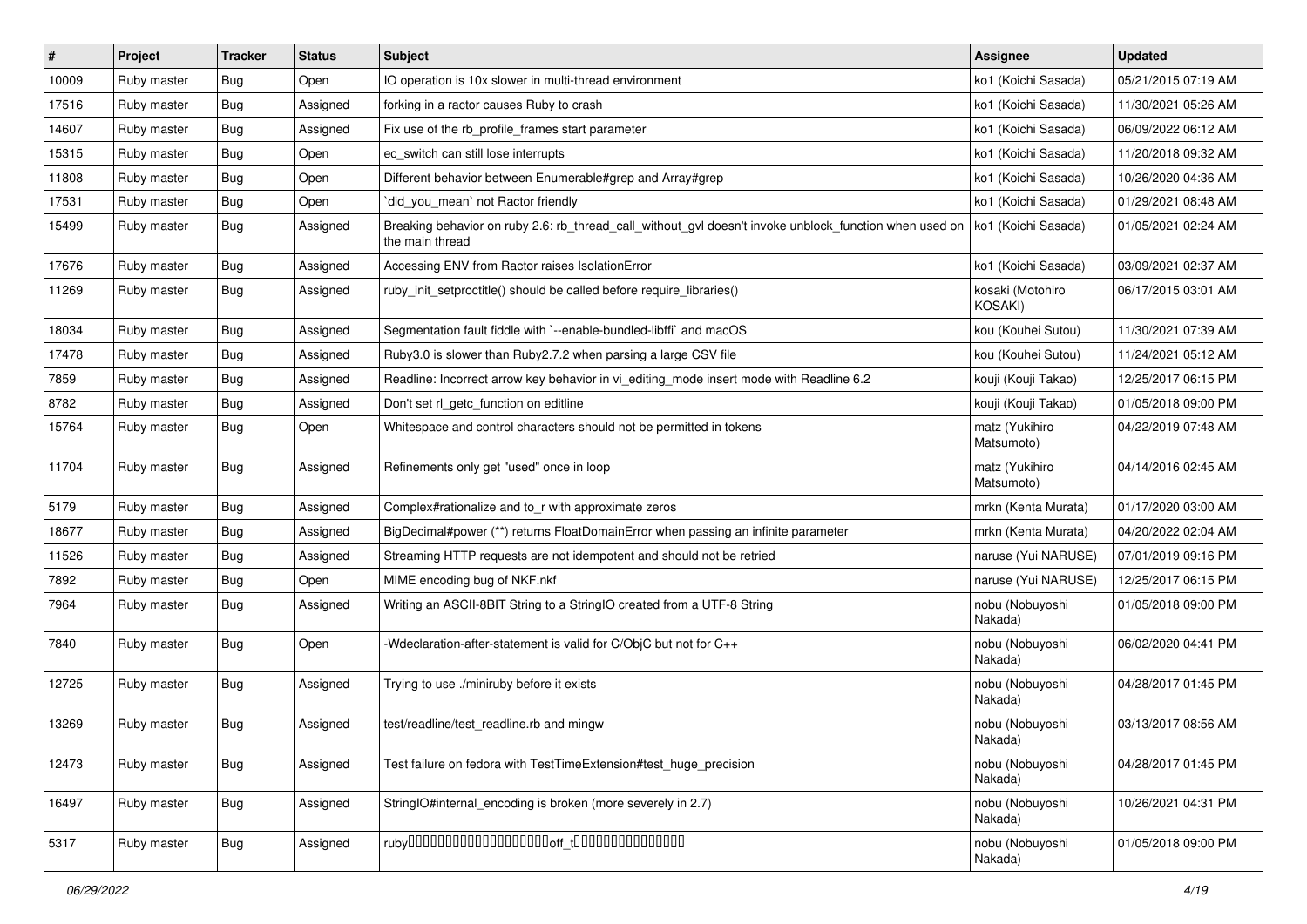| # | Project | Tracker | Status | Subject | Assignee | Updated |
|---|---|---|---|---|---|---|
| 10009 | Ruby master | Bug | Open | IO operation is 10x slower in multi-thread environment | ko1 (Koichi Sasada) | 05/21/2015 07:19 AM |
| 17516 | Ruby master | Bug | Assigned | forking in a ractor causes Ruby to crash | ko1 (Koichi Sasada) | 11/30/2021 05:26 AM |
| 14607 | Ruby master | Bug | Assigned | Fix use of the rb_profile_frames start parameter | ko1 (Koichi Sasada) | 06/09/2022 06:12 AM |
| 15315 | Ruby master | Bug | Open | ec_switch can still lose interrupts | ko1 (Koichi Sasada) | 11/20/2018 09:32 AM |
| 11808 | Ruby master | Bug | Open | Different behavior between Enumerable#grep and Array#grep | ko1 (Koichi Sasada) | 10/26/2020 04:36 AM |
| 17531 | Ruby master | Bug | Open | `did_you_mean` not Ractor friendly | ko1 (Koichi Sasada) | 01/29/2021 08:48 AM |
| 15499 | Ruby master | Bug | Assigned | Breaking behavior on ruby 2.6: rb_thread_call_without_gvl doesn't invoke unblock_function when used on the main thread | ko1 (Koichi Sasada) | 01/05/2021 02:24 AM |
| 17676 | Ruby master | Bug | Assigned | Accessing ENV from Ractor raises IsolationError | ko1 (Koichi Sasada) | 03/09/2021 02:37 AM |
| 11269 | Ruby master | Bug | Assigned | ruby_init_setproctitle() should be called before require_libraries() | kosaki (Motohiro KOSAKI) | 06/17/2015 03:01 AM |
| 18034 | Ruby master | Bug | Assigned | Segmentation fault fiddle with `--enable-bundled-libffi` and macOS | kou (Kouhei Sutou) | 11/30/2021 07:39 AM |
| 17478 | Ruby master | Bug | Assigned | Ruby3.0 is slower than Ruby2.7.2 when parsing a large CSV file | kou (Kouhei Sutou) | 11/24/2021 05:12 AM |
| 7859 | Ruby master | Bug | Assigned | Readline: Incorrect arrow key behavior in vi_editing_mode insert mode with Readline 6.2 | kouji (Kouji Takao) | 12/25/2017 06:15 PM |
| 8782 | Ruby master | Bug | Assigned | Don't set rl_getc_function on editline | kouji (Kouji Takao) | 01/05/2018 09:00 PM |
| 15764 | Ruby master | Bug | Open | Whitespace and control characters should not be permitted in tokens | matz (Yukihiro Matsumoto) | 04/22/2019 07:48 AM |
| 11704 | Ruby master | Bug | Assigned | Refinements only get "used" once in loop | matz (Yukihiro Matsumoto) | 04/14/2016 02:45 AM |
| 5179 | Ruby master | Bug | Assigned | Complex#rationalize and to_r with approximate zeros | mrkn (Kenta Murata) | 01/17/2020 03:00 AM |
| 18677 | Ruby master | Bug | Assigned | BigDecimal#power (**) returns FloatDomainError when passing an infinite parameter | mrkn (Kenta Murata) | 04/20/2022 02:04 AM |
| 11526 | Ruby master | Bug | Assigned | Streaming HTTP requests are not idempotent and should not be retried | naruse (Yui NARUSE) | 07/01/2019 09:16 PM |
| 7892 | Ruby master | Bug | Open | MIME encoding bug of NKF.nkf | naruse (Yui NARUSE) | 12/25/2017 06:15 PM |
| 7964 | Ruby master | Bug | Assigned | Writing an ASCII-8BIT String to a StringIO created from a UTF-8 String | nobu (Nobuyoshi Nakada) | 01/05/2018 09:00 PM |
| 7840 | Ruby master | Bug | Open | -Wdeclaration-after-statement is valid for C/ObjC but not for C++ | nobu (Nobuyoshi Nakada) | 06/02/2020 04:41 PM |
| 12725 | Ruby master | Bug | Assigned | Trying to use ./miniruby before it exists | nobu (Nobuyoshi Nakada) | 04/28/2017 01:45 PM |
| 13269 | Ruby master | Bug | Assigned | test/readline/test_readline.rb and mingw | nobu (Nobuyoshi Nakada) | 03/13/2017 08:56 AM |
| 12473 | Ruby master | Bug | Assigned | Test failure on fedora with TestTimeExtension#test_huge_precision | nobu (Nobuyoshi Nakada) | 04/28/2017 01:45 PM |
| 16497 | Ruby master | Bug | Assigned | StringIO#internal_encoding is broken (more severely in 2.7) | nobu (Nobuyoshi Nakada) | 10/26/2021 04:31 PM |
| 5317 | Ruby master | Bug | Assigned | ruby□□□□□□□□□□□□□□□□□□□□off_t□□□□□□□□□□□□□□□ | nobu (Nobuyoshi Nakada) | 01/05/2018 09:00 PM |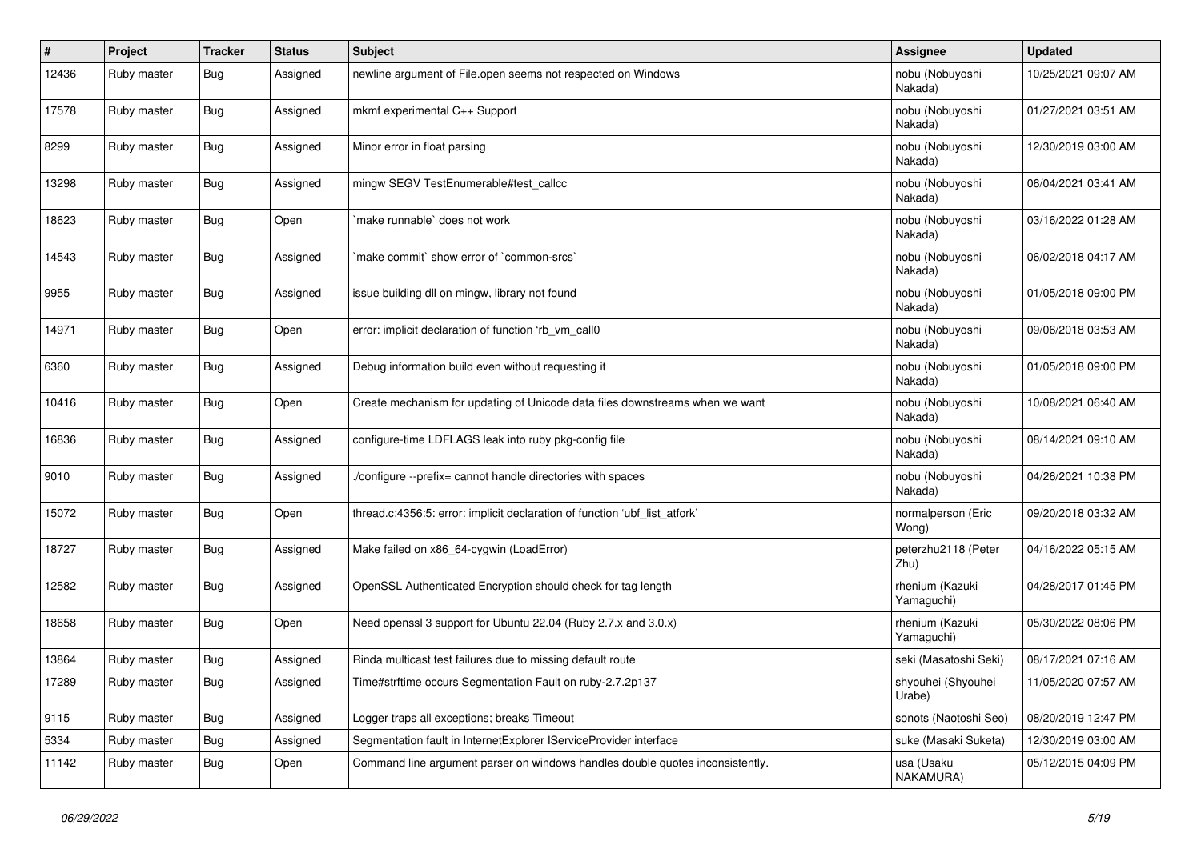| # | Project | Tracker | Status | Subject | Assignee | Updated |
| --- | --- | --- | --- | --- | --- | --- |
| 12436 | Ruby master | Bug | Assigned | newline argument of File.open seems not respected on Windows | nobu (Nobuyoshi Nakada) | 10/25/2021 09:07 AM |
| 17578 | Ruby master | Bug | Assigned | mkmf experimental C++ Support | nobu (Nobuyoshi Nakada) | 01/27/2021 03:51 AM |
| 8299 | Ruby master | Bug | Assigned | Minor error in float parsing | nobu (Nobuyoshi Nakada) | 12/30/2019 03:00 AM |
| 13298 | Ruby master | Bug | Assigned | mingw SEGV TestEnumerable#test_callcc | nobu (Nobuyoshi Nakada) | 06/04/2021 03:41 AM |
| 18623 | Ruby master | Bug | Open | `make runnable` does not work | nobu (Nobuyoshi Nakada) | 03/16/2022 01:28 AM |
| 14543 | Ruby master | Bug | Assigned | `make commit` show error of `common-srcs` | nobu (Nobuyoshi Nakada) | 06/02/2018 04:17 AM |
| 9955 | Ruby master | Bug | Assigned | issue building dll on mingw, library not found | nobu (Nobuyoshi Nakada) | 01/05/2018 09:00 PM |
| 14971 | Ruby master | Bug | Open | error: implicit declaration of function 'rb_vm_call0 | nobu (Nobuyoshi Nakada) | 09/06/2018 03:53 AM |
| 6360 | Ruby master | Bug | Assigned | Debug information build even without requesting it | nobu (Nobuyoshi Nakada) | 01/05/2018 09:00 PM |
| 10416 | Ruby master | Bug | Open | Create mechanism for updating of Unicode data files downstreams when we want | nobu (Nobuyoshi Nakada) | 10/08/2021 06:40 AM |
| 16836 | Ruby master | Bug | Assigned | configure-time LDFLAGS leak into ruby pkg-config file | nobu (Nobuyoshi Nakada) | 08/14/2021 09:10 AM |
| 9010 | Ruby master | Bug | Assigned | ./configure --prefix= cannot handle directories with spaces | nobu (Nobuyoshi Nakada) | 04/26/2021 10:38 PM |
| 15072 | Ruby master | Bug | Open | thread.c:4356:5: error: implicit declaration of function 'ubf_list_atfork' | normalperson (Eric Wong) | 09/20/2018 03:32 AM |
| 18727 | Ruby master | Bug | Assigned | Make failed on x86_64-cygwin (LoadError) | peterzhu2118 (Peter Zhu) | 04/16/2022 05:15 AM |
| 12582 | Ruby master | Bug | Assigned | OpenSSL Authenticated Encryption should check for tag length | rhenium (Kazuki Yamaguchi) | 04/28/2017 01:45 PM |
| 18658 | Ruby master | Bug | Open | Need openssl 3 support for Ubuntu 22.04 (Ruby 2.7.x and 3.0.x) | rhenium (Kazuki Yamaguchi) | 05/30/2022 08:06 PM |
| 13864 | Ruby master | Bug | Assigned | Rinda multicast test failures due to missing default route | seki (Masatoshi Seki) | 08/17/2021 07:16 AM |
| 17289 | Ruby master | Bug | Assigned | Time#strftime occurs Segmentation Fault on ruby-2.7.2p137 | shyouhei (Shyouhei Urabe) | 11/05/2020 07:57 AM |
| 9115 | Ruby master | Bug | Assigned | Logger traps all exceptions; breaks Timeout | sonots (Naotoshi Seo) | 08/20/2019 12:47 PM |
| 5334 | Ruby master | Bug | Assigned | Segmentation fault in InternetExplorer IServiceProvider interface | suke (Masaki Suketa) | 12/30/2019 03:00 AM |
| 11142 | Ruby master | Bug | Open | Command line argument parser on windows handles double quotes inconsistently. | usa (Usaku NAKAMURA) | 05/12/2015 04:09 PM |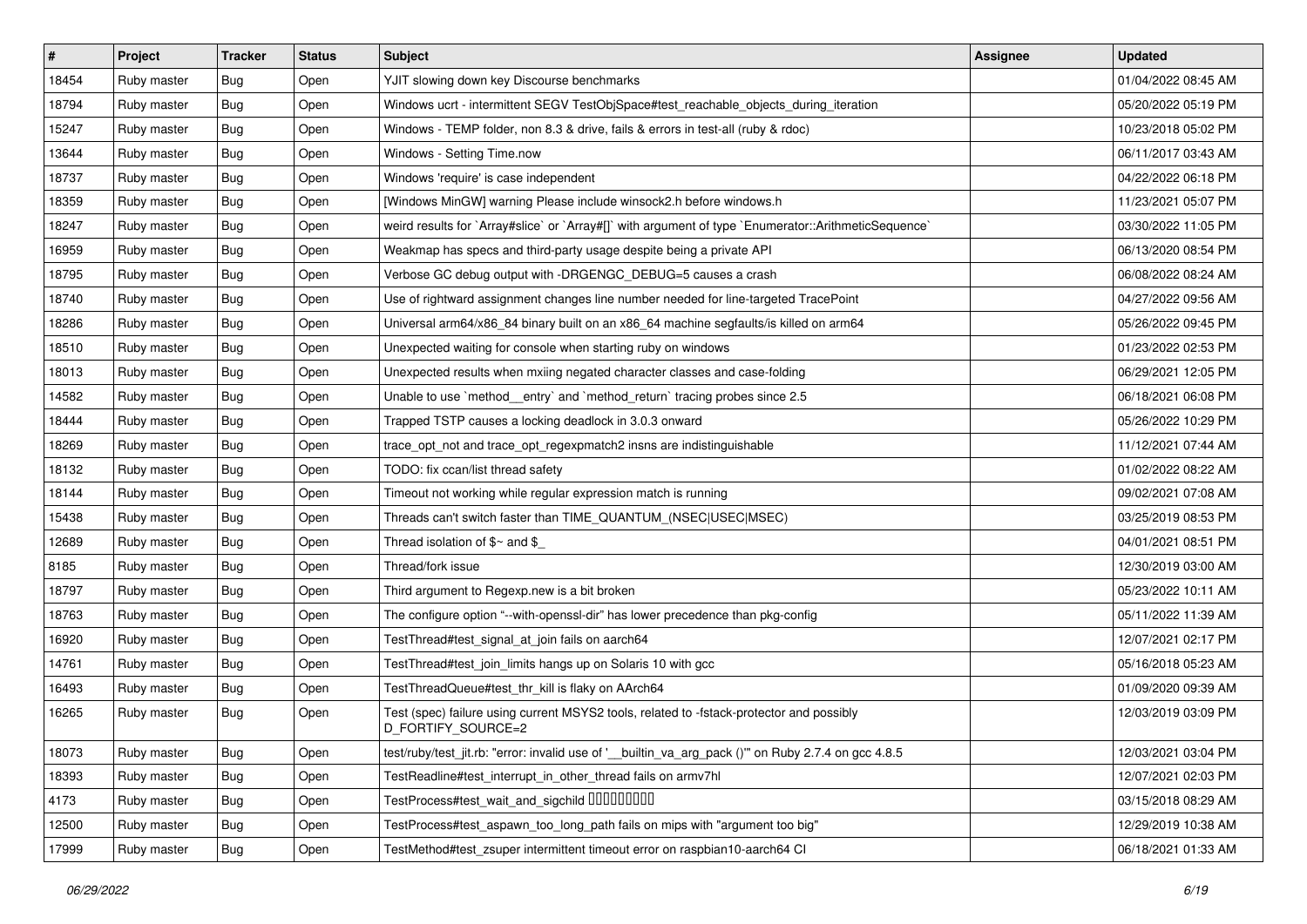| # | Project | Tracker | Status | Subject | Assignee | Updated |
|---|---|---|---|---|---|---|
| 18454 | Ruby master | Bug | Open | YJIT slowing down key Discourse benchmarks | | 01/04/2022 08:45 AM |
| 18794 | Ruby master | Bug | Open | Windows ucrt - intermittent SEGV TestObjSpace#test_reachable_objects_during_iteration | | 05/20/2022 05:19 PM |
| 15247 | Ruby master | Bug | Open | Windows - TEMP folder, non 8.3 & drive, fails & errors in test-all (ruby & rdoc) | | 10/23/2018 05:02 PM |
| 13644 | Ruby master | Bug | Open | Windows - Setting Time.now | | 06/11/2017 03:43 AM |
| 18737 | Ruby master | Bug | Open | Windows 'require' is case independent | | 04/22/2022 06:18 PM |
| 18359 | Ruby master | Bug | Open | [Windows MinGW] warning Please include winsock2.h before windows.h | | 11/23/2021 05:07 PM |
| 18247 | Ruby master | Bug | Open | weird results for `Array#slice` or `Array#[]` with argument of type `Enumerator::ArithmeticSequence` | | 03/30/2022 11:05 PM |
| 16959 | Ruby master | Bug | Open | Weakmap has specs and third-party usage despite being a private API | | 06/13/2020 08:54 PM |
| 18795 | Ruby master | Bug | Open | Verbose GC debug output with -DRGENGC_DEBUG=5 causes a crash | | 06/08/2022 08:24 AM |
| 18740 | Ruby master | Bug | Open | Use of rightward assignment changes line number needed for line-targeted TracePoint | | 04/27/2022 09:56 AM |
| 18286 | Ruby master | Bug | Open | Universal arm64/x86_84 binary built on an x86_64 machine segfaults/is killed on arm64 | | 05/26/2022 09:45 PM |
| 18510 | Ruby master | Bug | Open | Unexpected waiting for console when starting ruby on windows | | 01/23/2022 02:53 PM |
| 18013 | Ruby master | Bug | Open | Unexpected results when mxiing negated character classes and case-folding | | 06/29/2021 12:05 PM |
| 14582 | Ruby master | Bug | Open | Unable to use `method__entry` and `method_return` tracing probes since 2.5 | | 06/18/2021 06:08 PM |
| 18444 | Ruby master | Bug | Open | Trapped TSTP causes a locking deadlock in 3.0.3 onward | | 05/26/2022 10:29 PM |
| 18269 | Ruby master | Bug | Open | trace_opt_not and trace_opt_regexpmatch2 insns are indistinguishable | | 11/12/2021 07:44 AM |
| 18132 | Ruby master | Bug | Open | TODO: fix ccan/list thread safety | | 01/02/2022 08:22 AM |
| 18144 | Ruby master | Bug | Open | Timeout not working while regular expression match is running | | 09/02/2021 07:08 AM |
| 15438 | Ruby master | Bug | Open | Threads can't switch faster than TIME_QUANTUM_(NSEC\|USEC\|MSEC) | | 03/25/2019 08:53 PM |
| 12689 | Ruby master | Bug | Open | Thread isolation of $~ and $_ | | 04/01/2021 08:51 PM |
| 8185 | Ruby master | Bug | Open | Thread/fork issue | | 12/30/2019 03:00 AM |
| 18797 | Ruby master | Bug | Open | Third argument to Regexp.new is a bit broken | | 05/23/2022 10:11 AM |
| 18763 | Ruby master | Bug | Open | The configure option "--with-openssl-dir" has lower precedence than pkg-config | | 05/11/2022 11:39 AM |
| 16920 | Ruby master | Bug | Open | TestThread#test_signal_at_join fails on aarch64 | | 12/07/2021 02:17 PM |
| 14761 | Ruby master | Bug | Open | TestThread#test_join_limits hangs up on Solaris 10 with gcc | | 05/16/2018 05:23 AM |
| 16493 | Ruby master | Bug | Open | TestThreadQueue#test_thr_kill is flaky on AArch64 | | 01/09/2020 09:39 AM |
| 16265 | Ruby master | Bug | Open | Test (spec) failure using current MSYS2 tools, related to -fstack-protector and possibly D_FORTIFY_SOURCE=2 | | 12/03/2019 03:09 PM |
| 18073 | Ruby master | Bug | Open | test/ruby/test_jit.rb: "error: invalid use of '__builtin_va_arg_pack ()'" on Ruby 2.7.4 on gcc 4.8.5 | | 12/03/2021 03:04 PM |
| 18393 | Ruby master | Bug | Open | TestReadline#test_interrupt_in_other_thread fails on armv7hl | | 12/07/2021 02:03 PM |
| 4173 | Ruby master | Bug | Open | TestProcess#test_wait_and_sigchild ���������� | | 03/15/2018 08:29 AM |
| 12500 | Ruby master | Bug | Open | TestProcess#test_aspawn_too_long_path fails on mips with "argument too big" | | 12/29/2019 10:38 AM |
| 17999 | Ruby master | Bug | Open | TestMethod#test_zsuper intermittent timeout error on raspbian10-aarch64 CI | | 06/18/2021 01:33 AM |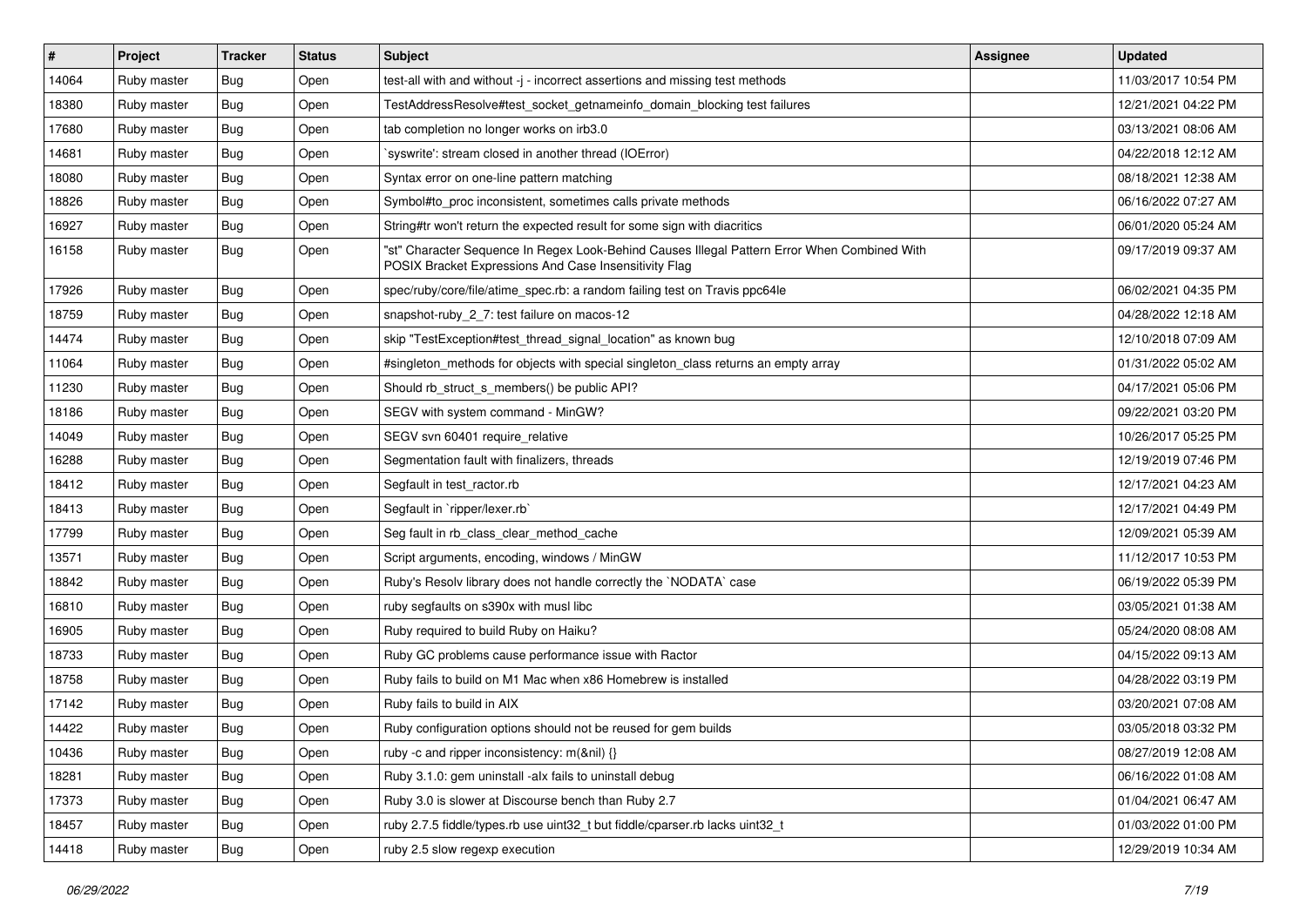| # | Project | Tracker | Status | Subject | Assignee | Updated |
|---|---|---|---|---|---|---|
| 14064 | Ruby master | Bug | Open | test-all with and without -j - incorrect assertions and missing test methods | | 11/03/2017 10:54 PM |
| 18380 | Ruby master | Bug | Open | TestAddressResolve#test_socket_getnameinfo_domain_blocking test failures | | 12/21/2021 04:22 PM |
| 17680 | Ruby master | Bug | Open | tab completion no longer works on irb3.0 | | 03/13/2021 08:06 AM |
| 14681 | Ruby master | Bug | Open | `syswrite': stream closed in another thread (IOError) | | 04/22/2018 12:12 AM |
| 18080 | Ruby master | Bug | Open | Syntax error on one-line pattern matching | | 08/18/2021 12:38 AM |
| 18826 | Ruby master | Bug | Open | Symbol#to_proc inconsistent, sometimes calls private methods | | 06/16/2022 07:27 AM |
| 16927 | Ruby master | Bug | Open | String#tr won't return the expected result for some sign with diacritics | | 06/01/2020 05:24 AM |
| 16158 | Ruby master | Bug | Open | "st" Character Sequence In Regex Look-Behind Causes Illegal Pattern Error When Combined With POSIX Bracket Expressions And Case Insensitivity Flag | | 09/17/2019 09:37 AM |
| 17926 | Ruby master | Bug | Open | spec/ruby/core/file/atime_spec.rb: a random failing test on Travis ppc64le | | 06/02/2021 04:35 PM |
| 18759 | Ruby master | Bug | Open | snapshot-ruby_2_7: test failure on macos-12 | | 04/28/2022 12:18 AM |
| 14474 | Ruby master | Bug | Open | skip "TestException#test_thread_signal_location" as known bug | | 12/10/2018 07:09 AM |
| 11064 | Ruby master | Bug | Open | #singleton_methods for objects with special singleton_class returns an empty array | | 01/31/2022 05:02 AM |
| 11230 | Ruby master | Bug | Open | Should rb_struct_s_members() be public API? | | 04/17/2021 05:06 PM |
| 18186 | Ruby master | Bug | Open | SEGV with system command - MinGW? | | 09/22/2021 03:20 PM |
| 14049 | Ruby master | Bug | Open | SEGV svn 60401 require_relative | | 10/26/2017 05:25 PM |
| 16288 | Ruby master | Bug | Open | Segmentation fault with finalizers, threads | | 12/19/2019 07:46 PM |
| 18412 | Ruby master | Bug | Open | Segfault in test_ractor.rb | | 12/17/2021 04:23 AM |
| 18413 | Ruby master | Bug | Open | Segfault in `ripper/lexer.rb` | | 12/17/2021 04:49 PM |
| 17799 | Ruby master | Bug | Open | Seg fault in rb_class_clear_method_cache | | 12/09/2021 05:39 AM |
| 13571 | Ruby master | Bug | Open | Script arguments, encoding, windows / MinGW | | 11/12/2017 10:53 PM |
| 18842 | Ruby master | Bug | Open | Ruby's Resolv library does not handle correctly the `NODATA` case | | 06/19/2022 05:39 PM |
| 16810 | Ruby master | Bug | Open | ruby segfaults on s390x with musl libc | | 03/05/2021 01:38 AM |
| 16905 | Ruby master | Bug | Open | Ruby required to build Ruby on Haiku? | | 05/24/2020 08:08 AM |
| 18733 | Ruby master | Bug | Open | Ruby GC problems cause performance issue with Ractor | | 04/15/2022 09:13 AM |
| 18758 | Ruby master | Bug | Open | Ruby fails to build on M1 Mac when x86 Homebrew is installed | | 04/28/2022 03:19 PM |
| 17142 | Ruby master | Bug | Open | Ruby fails to build in AIX | | 03/20/2021 07:08 AM |
| 14422 | Ruby master | Bug | Open | Ruby configuration options should not be reused for gem builds | | 03/05/2018 03:32 PM |
| 10436 | Ruby master | Bug | Open | ruby -c and ripper inconsistency: m(&nil) {} | | 08/27/2019 12:08 AM |
| 18281 | Ruby master | Bug | Open | Ruby 3.1.0: gem uninstall -alx fails to uninstall debug | | 06/16/2022 01:08 AM |
| 17373 | Ruby master | Bug | Open | Ruby 3.0 is slower at Discourse bench than Ruby 2.7 | | 01/04/2021 06:47 AM |
| 18457 | Ruby master | Bug | Open | ruby 2.7.5 fiddle/types.rb use uint32_t but fiddle/cparser.rb lacks uint32_t | | 01/03/2022 01:00 PM |
| 14418 | Ruby master | Bug | Open | ruby 2.5 slow regexp execution | | 12/29/2019 10:34 AM |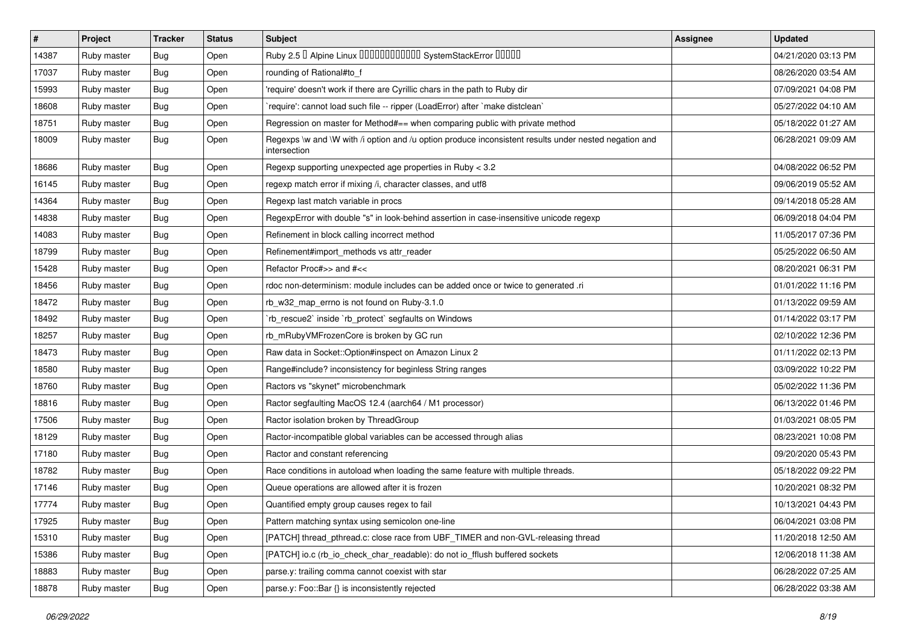| # | Project | Tracker | Status | Subject | Assignee | Updated |
|---|---|---|---|---|---|---|
| 14387 | Ruby master | Bug | Open | Ruby 2.5 � Alpine Linux ������������ SystemStackError ����� | | 04/21/2020 03:13 PM |
| 17037 | Ruby master | Bug | Open | rounding of Rational#to_f | | 08/26/2020 03:54 AM |
| 15993 | Ruby master | Bug | Open | 'require' doesn't work if there are Cyrillic chars in the path to Ruby dir | | 07/09/2021 04:08 PM |
| 18608 | Ruby master | Bug | Open | `require': cannot load such file -- ripper (LoadError) after `make distclean` | | 05/27/2022 04:10 AM |
| 18751 | Ruby master | Bug | Open | Regression on master for Method#== when comparing public with private method | | 05/18/2022 01:27 AM |
| 18009 | Ruby master | Bug | Open | Regexps \w and \W with /i option and /u option produce inconsistent results under nested negation and intersection | | 06/28/2021 09:09 AM |
| 18686 | Ruby master | Bug | Open | Regexp supporting unexpected age properties in Ruby < 3.2 | | 04/08/2022 06:52 PM |
| 16145 | Ruby master | Bug | Open | regexp match error if mixing /i, character classes, and utf8 | | 09/06/2019 05:52 AM |
| 14364 | Ruby master | Bug | Open | Regexp last match variable in procs | | 09/14/2018 05:28 AM |
| 14838 | Ruby master | Bug | Open | RegexpError with double "s" in look-behind assertion in case-insensitive unicode regexp | | 06/09/2018 04:04 PM |
| 14083 | Ruby master | Bug | Open | Refinement in block calling incorrect method | | 11/05/2017 07:36 PM |
| 18799 | Ruby master | Bug | Open | Refinement#import_methods vs attr_reader | | 05/25/2022 06:50 AM |
| 15428 | Ruby master | Bug | Open | Refactor Proc#>> and #<< | | 08/20/2021 06:31 PM |
| 18456 | Ruby master | Bug | Open | rdoc non-determinism: module includes can be added once or twice to generated .ri | | 01/01/2022 11:16 PM |
| 18472 | Ruby master | Bug | Open | rb_w32_map_errno is not found on Ruby-3.1.0 | | 01/13/2022 09:59 AM |
| 18492 | Ruby master | Bug | Open | `rb_rescue2` inside `rb_protect` segfaults on Windows | | 01/14/2022 03:17 PM |
| 18257 | Ruby master | Bug | Open | rb_mRubyVMFrozenCore is broken by GC run | | 02/10/2022 12:36 PM |
| 18473 | Ruby master | Bug | Open | Raw data in Socket::Option#inspect on Amazon Linux 2 | | 01/11/2022 02:13 PM |
| 18580 | Ruby master | Bug | Open | Range#include? inconsistency for beginless String ranges | | 03/09/2022 10:22 PM |
| 18760 | Ruby master | Bug | Open | Ractors vs "skynet" microbenchmark | | 05/02/2022 11:36 PM |
| 18816 | Ruby master | Bug | Open | Ractor segfaulting MacOS 12.4 (aarch64 / M1 processor) | | 06/13/2022 01:46 PM |
| 17506 | Ruby master | Bug | Open | Ractor isolation broken by ThreadGroup | | 01/03/2021 08:05 PM |
| 18129 | Ruby master | Bug | Open | Ractor-incompatible global variables can be accessed through alias | | 08/23/2021 10:08 PM |
| 17180 | Ruby master | Bug | Open | Ractor and constant referencing | | 09/20/2020 05:43 PM |
| 18782 | Ruby master | Bug | Open | Race conditions in autoload when loading the same feature with multiple threads. | | 05/18/2022 09:22 PM |
| 17146 | Ruby master | Bug | Open | Queue operations are allowed after it is frozen | | 10/20/2021 08:32 PM |
| 17774 | Ruby master | Bug | Open | Quantified empty group causes regex to fail | | 10/13/2021 04:43 PM |
| 17925 | Ruby master | Bug | Open | Pattern matching syntax using semicolon one-line | | 06/04/2021 03:08 PM |
| 15310 | Ruby master | Bug | Open | [PATCH] thread_pthread.c: close race from UBF_TIMER and non-GVL-releasing thread | | 11/20/2018 12:50 AM |
| 15386 | Ruby master | Bug | Open | [PATCH] io.c (rb_io_check_char_readable): do not io_fflush buffered sockets | | 12/06/2018 11:38 AM |
| 18883 | Ruby master | Bug | Open | parse.y: trailing comma cannot coexist with star | | 06/28/2022 07:25 AM |
| 18878 | Ruby master | Bug | Open | parse.y: Foo::Bar {} is inconsistently rejected | | 06/28/2022 03:38 AM |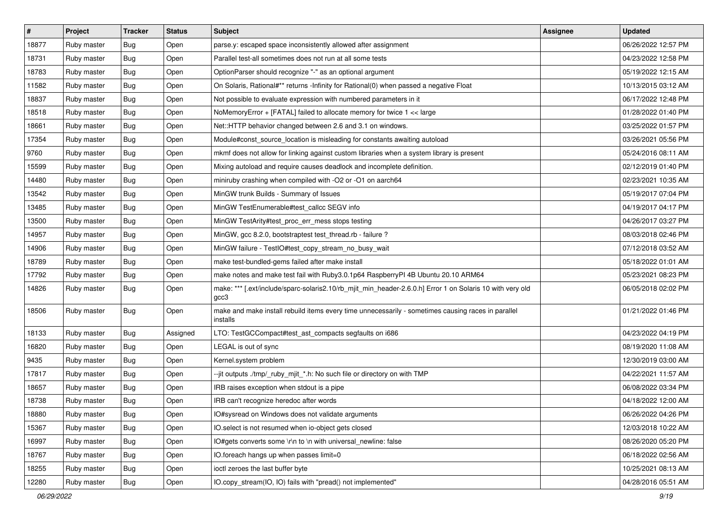| # | Project | Tracker | Status | Subject | Assignee | Updated |
| --- | --- | --- | --- | --- | --- | --- |
| 18877 | Ruby master | Bug | Open | parse.y: escaped space inconsistently allowed after assignment | | 06/26/2022 12:57 PM |
| 18731 | Ruby master | Bug | Open | Parallel test-all sometimes does not run at all some tests | | 04/23/2022 12:58 PM |
| 18783 | Ruby master | Bug | Open | OptionParser should recognize "-" as an optional argument | | 05/19/2022 12:15 AM |
| 11582 | Ruby master | Bug | Open | On Solaris, Rational#** returns -Infinity for Rational(0) when passed a negative Float | | 10/13/2015 03:12 AM |
| 18837 | Ruby master | Bug | Open | Not possible to evaluate expression with numbered parameters in it | | 06/17/2022 12:48 PM |
| 18518 | Ruby master | Bug | Open | NoMemoryError + [FATAL] failed to allocate memory for twice 1 << large | | 01/28/2022 01:40 PM |
| 18661 | Ruby master | Bug | Open | Net::HTTP behavior changed between 2.6 and 3.1 on windows. | | 03/25/2022 01:57 PM |
| 17354 | Ruby master | Bug | Open | Module#const_source_location is misleading for constants awaiting autoload | | 03/26/2021 05:56 PM |
| 9760 | Ruby master | Bug | Open | mkmf does not allow for linking against custom libraries when a system library is present | | 05/24/2016 08:11 AM |
| 15599 | Ruby master | Bug | Open | Mixing autoload and require causes deadlock and incomplete definition. | | 02/12/2019 01:40 PM |
| 14480 | Ruby master | Bug | Open | miniruby crashing when compiled with -O2 or -O1 on aarch64 | | 02/23/2021 10:35 AM |
| 13542 | Ruby master | Bug | Open | MinGW trunk Builds - Summary of Issues | | 05/19/2017 07:04 PM |
| 13485 | Ruby master | Bug | Open | MinGW TestEnumerable#test_callcc SEGV info | | 04/19/2017 04:17 PM |
| 13500 | Ruby master | Bug | Open | MinGW TestArity#test_proc_err_mess stops testing | | 04/26/2017 03:27 PM |
| 14957 | Ruby master | Bug | Open | MinGW, gcc 8.2.0, bootstraptest test_thread.rb - failure ? | | 08/03/2018 02:46 PM |
| 14906 | Ruby master | Bug | Open | MinGW failure - TestIO#test_copy_stream_no_busy_wait | | 07/12/2018 03:52 AM |
| 18789 | Ruby master | Bug | Open | make test-bundled-gems failed after make install | | 05/18/2022 01:01 AM |
| 17792 | Ruby master | Bug | Open | make notes and make test fail with Ruby3.0.1p64 RaspberryPI 4B Ubuntu 20.10 ARM64 | | 05/23/2021 08:23 PM |
| 14826 | Ruby master | Bug | Open | make: *** [.ext/include/sparc-solaris2.10/rb_mjit_min_header-2.6.0.h] Error 1 on Solaris 10 with very old gcc3 | | 06/05/2018 02:02 PM |
| 18506 | Ruby master | Bug | Open | make and make install rebuild items every time unnecessarily - sometimes causing races in parallel installs | | 01/21/2022 01:46 PM |
| 18133 | Ruby master | Bug | Assigned | LTO: TestGCCompact#test_ast_compacts segfaults on i686 | | 04/23/2022 04:19 PM |
| 16820 | Ruby master | Bug | Open | LEGAL is out of sync | | 08/19/2020 11:08 AM |
| 9435 | Ruby master | Bug | Open | Kernel.system problem | | 12/30/2019 03:00 AM |
| 17817 | Ruby master | Bug | Open | --jit outputs ./tmp/_ruby_mjit_*.h: No such file or directory on with TMP | | 04/22/2021 11:57 AM |
| 18657 | Ruby master | Bug | Open | IRB raises exception when stdout is a pipe | | 06/08/2022 03:34 PM |
| 18738 | Ruby master | Bug | Open | IRB can't recognize heredoc after words | | 04/18/2022 12:00 AM |
| 18880 | Ruby master | Bug | Open | IO#sysread on Windows does not validate arguments | | 06/26/2022 04:26 PM |
| 15367 | Ruby master | Bug | Open | IO.select is not resumed when io-object gets closed | | 12/03/2018 10:22 AM |
| 16997 | Ruby master | Bug | Open | IO#gets converts some \r\n to \n with universal_newline: false | | 08/26/2020 05:20 PM |
| 18767 | Ruby master | Bug | Open | IO.foreach hangs up when passes limit=0 | | 06/18/2022 02:56 AM |
| 18255 | Ruby master | Bug | Open | ioctl zeroes the last buffer byte | | 10/25/2021 08:13 AM |
| 12280 | Ruby master | Bug | Open | IO.copy_stream(IO, IO) fails with "pread() not implemented" | | 04/28/2016 05:51 AM |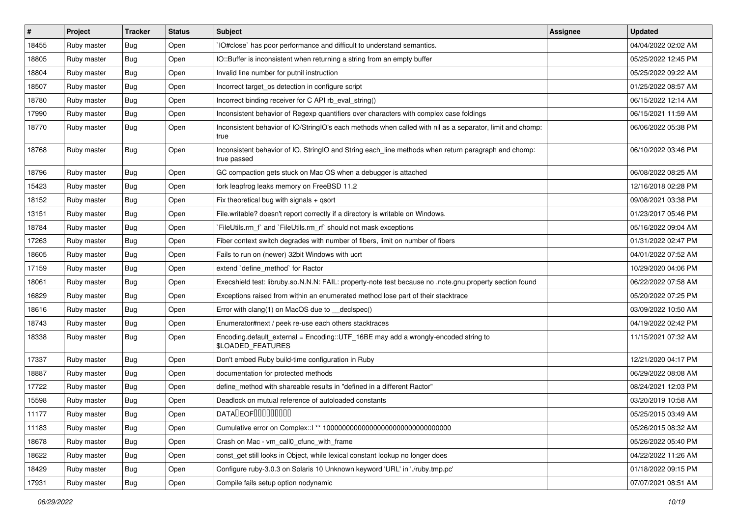| # | Project | Tracker | Status | Subject | Assignee | Updated |
|---|---|---|---|---|---|---|
| 18455 | Ruby master | Bug | Open | `IO#close` has poor performance and difficult to understand semantics. | | 04/04/2022 02:02 AM |
| 18805 | Ruby master | Bug | Open | IO::Buffer is inconsistent when returning a string from an empty buffer | | 05/25/2022 12:45 PM |
| 18804 | Ruby master | Bug | Open | Invalid line number for putnil instruction | | 05/25/2022 09:22 AM |
| 18507 | Ruby master | Bug | Open | Incorrect target_os detection in configure script | | 01/25/2022 08:57 AM |
| 18780 | Ruby master | Bug | Open | Incorrect binding receiver for C API rb_eval_string() | | 06/15/2022 12:14 AM |
| 17990 | Ruby master | Bug | Open | Inconsistent behavior of Regexp quantifiers over characters with complex case foldings | | 06/15/2021 11:59 AM |
| 18770 | Ruby master | Bug | Open | Inconsistent behavior of IO/StringIO's each methods when called with nil as a separator, limit and chomp: true | | 06/06/2022 05:38 PM |
| 18768 | Ruby master | Bug | Open | Inconsistent behavior of IO, StringIO and String each_line methods when return paragraph and chomp: true passed | | 06/10/2022 03:46 PM |
| 18796 | Ruby master | Bug | Open | GC compaction gets stuck on Mac OS when a debugger is attached | | 06/08/2022 08:25 AM |
| 15423 | Ruby master | Bug | Open | fork leapfrog leaks memory on FreeBSD 11.2 | | 12/16/2018 02:28 PM |
| 18152 | Ruby master | Bug | Open | Fix theoretical bug with signals + qsort | | 09/08/2021 03:38 PM |
| 13151 | Ruby master | Bug | Open | File.writable? doesn't report correctly if a directory is writable on Windows. | | 01/23/2017 05:46 PM |
| 18784 | Ruby master | Bug | Open | `FileUtils.rm_f` and `FileUtils.rm_rf` should not mask exceptions | | 05/16/2022 09:04 AM |
| 17263 | Ruby master | Bug | Open | Fiber context switch degrades with number of fibers, limit on number of fibers | | 01/31/2022 02:47 PM |
| 18605 | Ruby master | Bug | Open | Fails to run on (newer) 32bit Windows with ucrt | | 04/01/2022 07:52 AM |
| 17159 | Ruby master | Bug | Open | extend `define_method` for Ractor | | 10/29/2020 04:06 PM |
| 18061 | Ruby master | Bug | Open | Execshield test: libruby.so.N.N.N: FAIL: property-note test because no .note.gnu.property section found | | 06/22/2022 07:58 AM |
| 16829 | Ruby master | Bug | Open | Exceptions raised from within an enumerated method lose part of their stacktrace | | 05/20/2022 07:25 PM |
| 18616 | Ruby master | Bug | Open | Error with clang(1) on MacOS due to __declspec() | | 03/09/2022 10:50 AM |
| 18743 | Ruby master | Bug | Open | Enumerator#next / peek re-use each others stacktraces | | 04/19/2022 02:42 PM |
| 18338 | Ruby master | Bug | Open | Encoding.default_external = Encoding::UTF_16BE may add a wrongly-encoded string to $LOADED_FEATURES | | 11/15/2021 07:32 AM |
| 17337 | Ruby master | Bug | Open | Don't embed Ruby build-time configuration in Ruby | | 12/21/2020 04:17 PM |
| 18887 | Ruby master | Bug | Open | documentation for protected methods | | 06/29/2022 08:08 AM |
| 17722 | Ruby master | Bug | Open | define_method with shareable results in "defined in a different Ractor" | | 08/24/2021 12:03 PM |
| 15598 | Ruby master | Bug | Open | Deadlock on mutual reference of autoloaded constants | | 03/20/2019 10:58 AM |
| 11177 | Ruby master | Bug | Open | DATA�EOF��������� | | 05/25/2015 03:49 AM |
| 11183 | Ruby master | Bug | Open | Cumulative error on Complex::I ** 100000000000000000000000000000000 | | 05/26/2015 08:32 AM |
| 18678 | Ruby master | Bug | Open | Crash on Mac - vm_call0_cfunc_with_frame | | 05/26/2022 05:40 PM |
| 18622 | Ruby master | Bug | Open | const_get still looks in Object, while lexical constant lookup no longer does | | 04/22/2022 11:26 AM |
| 18429 | Ruby master | Bug | Open | Configure ruby-3.0.3 on Solaris 10 Unknown keyword 'URL' in './ruby.tmp.pc' | | 01/18/2022 09:15 PM |
| 17931 | Ruby master | Bug | Open | Compile fails setup option nodynamic | | 07/07/2021 08:51 AM |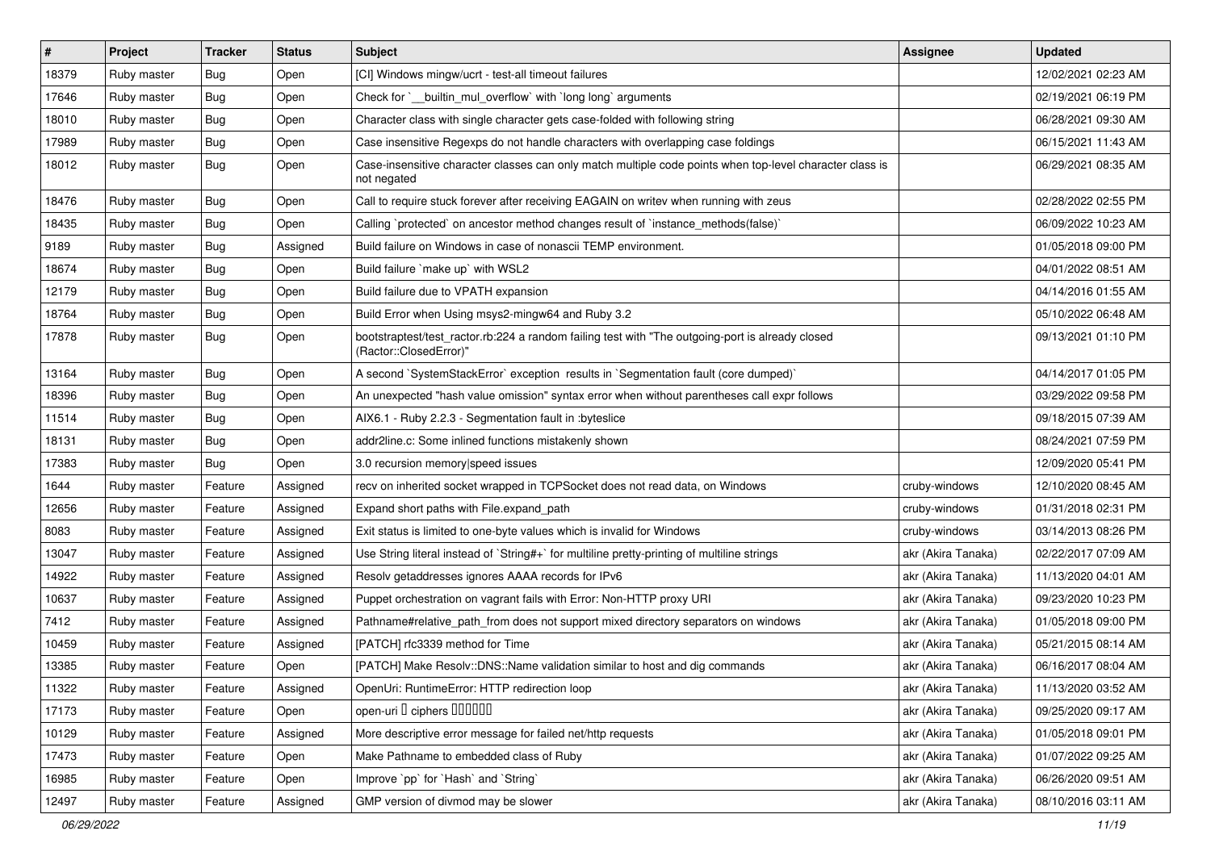| # | Project | Tracker | Status | Subject | Assignee | Updated |
|---|---|---|---|---|---|---|
| 18379 | Ruby master | Bug | Open | [CI] Windows mingw/ucrt - test-all timeout failures | | 12/02/2021 02:23 AM |
| 17646 | Ruby master | Bug | Open | Check for `__builtin_mul_overflow` with `long long` arguments | | 02/19/2021 06:19 PM |
| 18010 | Ruby master | Bug | Open | Character class with single character gets case-folded with following string | | 06/28/2021 09:30 AM |
| 17989 | Ruby master | Bug | Open | Case insensitive Regexps do not handle characters with overlapping case foldings | | 06/15/2021 11:43 AM |
| 18012 | Ruby master | Bug | Open | Case-insensitive character classes can only match multiple code points when top-level character class is not negated | | 06/29/2021 08:35 AM |
| 18476 | Ruby master | Bug | Open | Call to require stuck forever after receiving EAGAIN on writev when running with zeus | | 02/28/2022 02:55 PM |
| 18435 | Ruby master | Bug | Open | Calling `protected` on ancestor method changes result of `instance_methods(false)` | | 06/09/2022 10:23 AM |
| 9189 | Ruby master | Bug | Assigned | Build failure on Windows in case of nonascii TEMP environment. | | 01/05/2018 09:00 PM |
| 18674 | Ruby master | Bug | Open | Build failure `make up` with WSL2 | | 04/01/2022 08:51 AM |
| 12179 | Ruby master | Bug | Open | Build failure due to VPATH expansion | | 04/14/2016 01:55 AM |
| 18764 | Ruby master | Bug | Open | Build Error when Using msys2-mingw64 and Ruby 3.2 | | 05/10/2022 06:48 AM |
| 17878 | Ruby master | Bug | Open | bootstraptest/test_ractor.rb:224 a random failing test with "The outgoing-port is already closed (Ractor::ClosedError)" | | 09/13/2021 01:10 PM |
| 13164 | Ruby master | Bug | Open | A second `SystemStackError` exception results in `Segmentation fault (core dumped)` | | 04/14/2017 01:05 PM |
| 18396 | Ruby master | Bug | Open | An unexpected "hash value omission" syntax error when without parentheses call expr follows | | 03/29/2022 09:58 PM |
| 11514 | Ruby master | Bug | Open | AIX6.1 - Ruby 2.2.3 - Segmentation fault in :byteslice | | 09/18/2015 07:39 AM |
| 18131 | Ruby master | Bug | Open | addr2line.c: Some inlined functions mistakenly shown | | 08/24/2021 07:59 PM |
| 17383 | Ruby master | Bug | Open | 3.0 recursion memory\|speed issues | | 12/09/2020 05:41 PM |
| 1644 | Ruby master | Feature | Assigned | recv on inherited socket wrapped in TCPSocket does not read data, on Windows | cruby-windows | 12/10/2020 08:45 AM |
| 12656 | Ruby master | Feature | Assigned | Expand short paths with File.expand_path | cruby-windows | 01/31/2018 02:31 PM |
| 8083 | Ruby master | Feature | Assigned | Exit status is limited to one-byte values which is invalid for Windows | cruby-windows | 03/14/2013 08:26 PM |
| 13047 | Ruby master | Feature | Assigned | Use String literal instead of `String#+` for multiline pretty-printing of multiline strings | akr (Akira Tanaka) | 02/22/2017 07:09 AM |
| 14922 | Ruby master | Feature | Assigned | Resolv getaddresses ignores AAAA records for IPv6 | akr (Akira Tanaka) | 11/13/2020 04:01 AM |
| 10637 | Ruby master | Feature | Assigned | Puppet orchestration on vagrant fails with Error: Non-HTTP proxy URI | akr (Akira Tanaka) | 09/23/2020 10:23 PM |
| 7412 | Ruby master | Feature | Assigned | Pathname#relative_path_from does not support mixed directory separators on windows | akr (Akira Tanaka) | 01/05/2018 09:00 PM |
| 10459 | Ruby master | Feature | Assigned | [PATCH] rfc3339 method for Time | akr (Akira Tanaka) | 05/21/2015 08:14 AM |
| 13385 | Ruby master | Feature | Open | [PATCH] Make Resolv::DNS::Name validation similar to host and dig commands | akr (Akira Tanaka) | 06/16/2017 08:04 AM |
| 11322 | Ruby master | Feature | Assigned | OpenUri: RuntimeError: HTTP redirection loop | akr (Akira Tanaka) | 11/13/2020 03:52 AM |
| 17173 | Ruby master | Feature | Open | open-uri � ciphers ������ | akr (Akira Tanaka) | 09/25/2020 09:17 AM |
| 10129 | Ruby master | Feature | Assigned | More descriptive error message for failed net/http requests | akr (Akira Tanaka) | 01/05/2018 09:01 PM |
| 17473 | Ruby master | Feature | Open | Make Pathname to embedded class of Ruby | akr (Akira Tanaka) | 01/07/2022 09:25 AM |
| 16985 | Ruby master | Feature | Open | Improve `pp` for `Hash` and `String` | akr (Akira Tanaka) | 06/26/2020 09:51 AM |
| 12497 | Ruby master | Feature | Assigned | GMP version of divmod may be slower | akr (Akira Tanaka) | 08/10/2016 03:11 AM |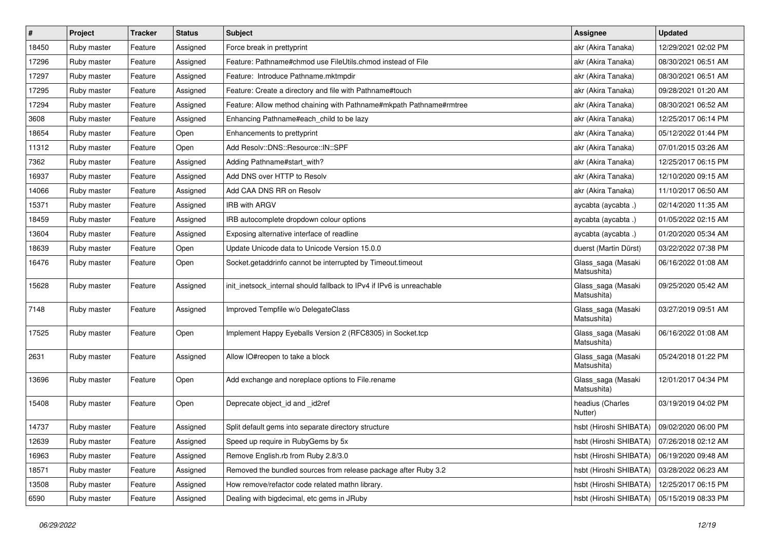| # | Project | Tracker | Status | Subject | Assignee | Updated |
|---|---|---|---|---|---|---|
| 18450 | Ruby master | Feature | Assigned | Force break in prettyprint | akr (Akira Tanaka) | 12/29/2021 02:02 PM |
| 17296 | Ruby master | Feature | Assigned | Feature: Pathname#chmod use FileUtils.chmod instead of File | akr (Akira Tanaka) | 08/30/2021 06:51 AM |
| 17297 | Ruby master | Feature | Assigned | Feature:  Introduce Pathname.mktmpdir | akr (Akira Tanaka) | 08/30/2021 06:51 AM |
| 17295 | Ruby master | Feature | Assigned | Feature: Create a directory and file with Pathname#touch | akr (Akira Tanaka) | 09/28/2021 01:20 AM |
| 17294 | Ruby master | Feature | Assigned | Feature: Allow method chaining with Pathname#mkpath Pathname#rmtree | akr (Akira Tanaka) | 08/30/2021 06:52 AM |
| 3608 | Ruby master | Feature | Assigned | Enhancing Pathname#each_child to be lazy | akr (Akira Tanaka) | 12/25/2017 06:14 PM |
| 18654 | Ruby master | Feature | Open | Enhancements to prettyprint | akr (Akira Tanaka) | 05/12/2022 01:44 PM |
| 11312 | Ruby master | Feature | Open | Add Resolv::DNS::Resource::IN::SPF | akr (Akira Tanaka) | 07/01/2015 03:26 AM |
| 7362 | Ruby master | Feature | Assigned | Adding Pathname#start_with? | akr (Akira Tanaka) | 12/25/2017 06:15 PM |
| 16937 | Ruby master | Feature | Assigned | Add DNS over HTTP to Resolv | akr (Akira Tanaka) | 12/10/2020 09:15 AM |
| 14066 | Ruby master | Feature | Assigned | Add CAA DNS RR on Resolv | akr (Akira Tanaka) | 11/10/2017 06:50 AM |
| 15371 | Ruby master | Feature | Assigned | IRB with ARGV | aycabta (aycabta .) | 02/14/2020 11:35 AM |
| 18459 | Ruby master | Feature | Assigned | IRB autocomplete dropdown colour options | aycabta (aycabta .) | 01/05/2022 02:15 AM |
| 13604 | Ruby master | Feature | Assigned | Exposing alternative interface of readline | aycabta (aycabta .) | 01/20/2020 05:34 AM |
| 18639 | Ruby master | Feature | Open | Update Unicode data to Unicode Version 15.0.0 | duerst (Martin Dürst) | 03/22/2022 07:38 PM |
| 16476 | Ruby master | Feature | Open | Socket.getaddrinfo cannot be interrupted by Timeout.timeout | Glass_saga (Masaki Matsushita) | 06/16/2022 01:08 AM |
| 15628 | Ruby master | Feature | Assigned | init_inetsock_internal should fallback to IPv4 if IPv6 is unreachable | Glass_saga (Masaki Matsushita) | 09/25/2020 05:42 AM |
| 7148 | Ruby master | Feature | Assigned | Improved Tempfile w/o DelegateClass | Glass_saga (Masaki Matsushita) | 03/27/2019 09:51 AM |
| 17525 | Ruby master | Feature | Open | Implement Happy Eyeballs Version 2 (RFC8305) in Socket.tcp | Glass_saga (Masaki Matsushita) | 06/16/2022 01:08 AM |
| 2631 | Ruby master | Feature | Assigned | Allow IO#reopen to take a block | Glass_saga (Masaki Matsushita) | 05/24/2018 01:22 PM |
| 13696 | Ruby master | Feature | Open | Add exchange and noreplace options to File.rename | Glass_saga (Masaki Matsushita) | 12/01/2017 04:34 PM |
| 15408 | Ruby master | Feature | Open | Deprecate object_id and _id2ref | headius (Charles Nutter) | 03/19/2019 04:02 PM |
| 14737 | Ruby master | Feature | Assigned | Split default gems into separate directory structure | hsbt (Hiroshi SHIBATA) | 09/02/2020 06:00 PM |
| 12639 | Ruby master | Feature | Assigned | Speed up require in RubyGems by 5x | hsbt (Hiroshi SHIBATA) | 07/26/2018 02:12 AM |
| 16963 | Ruby master | Feature | Assigned | Remove English.rb from Ruby 2.8/3.0 | hsbt (Hiroshi SHIBATA) | 06/19/2020 09:48 AM |
| 18571 | Ruby master | Feature | Assigned | Removed the bundled sources from release package after Ruby 3.2 | hsbt (Hiroshi SHIBATA) | 03/28/2022 06:23 AM |
| 13508 | Ruby master | Feature | Assigned | How remove/refactor code related mathn library. | hsbt (Hiroshi SHIBATA) | 12/25/2017 06:15 PM |
| 6590 | Ruby master | Feature | Assigned | Dealing with bigdecimal, etc gems in JRuby | hsbt (Hiroshi SHIBATA) | 05/15/2019 08:33 PM |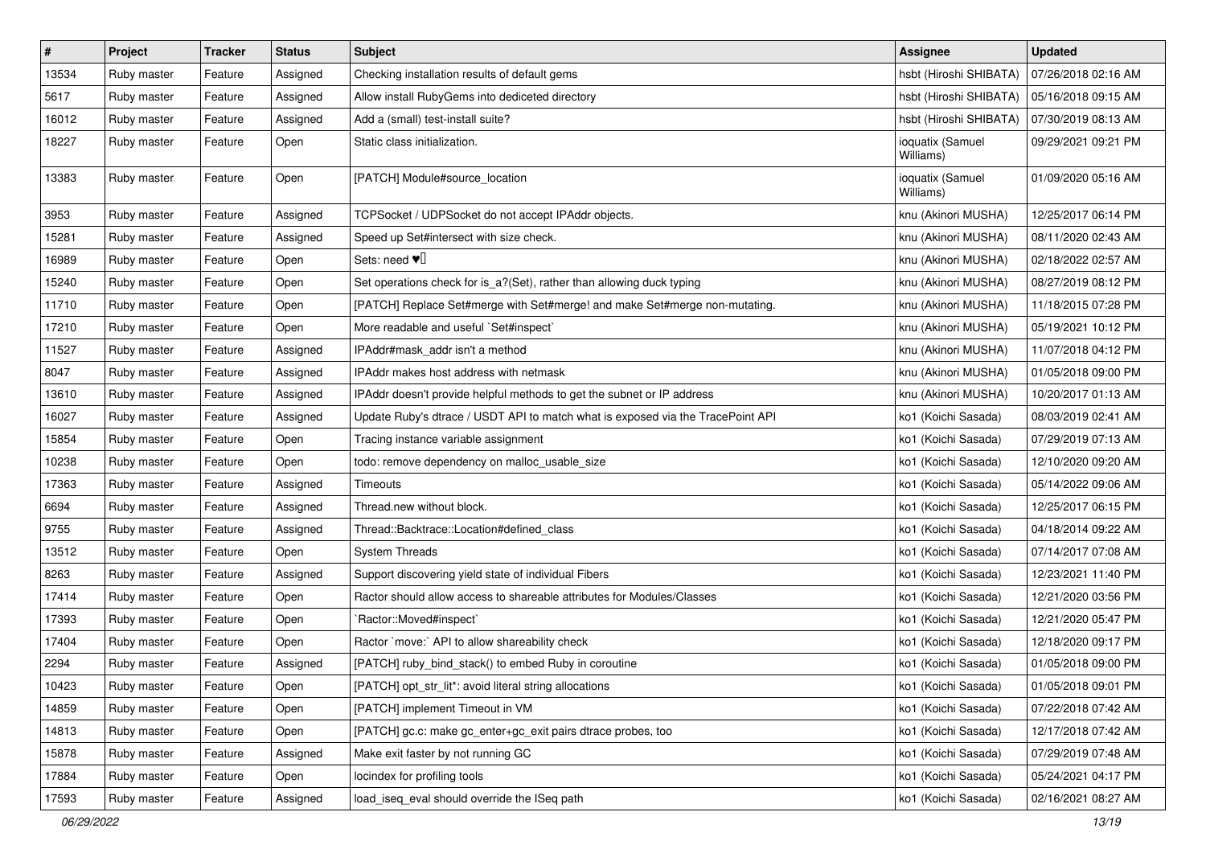| # | Project | Tracker | Status | Subject | Assignee | Updated |
|---|---|---|---|---|---|---|
| 13534 | Ruby master | Feature | Assigned | Checking installation results of default gems | hsbt (Hiroshi SHIBATA) | 07/26/2018 02:16 AM |
| 5617 | Ruby master | Feature | Assigned | Allow install RubyGems into dediceted directory | hsbt (Hiroshi SHIBATA) | 05/16/2018 09:15 AM |
| 16012 | Ruby master | Feature | Assigned | Add a (small) test-install suite? | hsbt (Hiroshi SHIBATA) | 07/30/2019 08:13 AM |
| 18227 | Ruby master | Feature | Open | Static class initialization. | ioquatix (Samuel Williams) | 09/29/2021 09:21 PM |
| 13383 | Ruby master | Feature | Open | [PATCH] Module#source_location | ioquatix (Samuel Williams) | 01/09/2020 05:16 AM |
| 3953 | Ruby master | Feature | Assigned | TCPSocket / UDPSocket do not accept IPAddr objects. | knu (Akinori MUSHA) | 12/25/2017 06:14 PM |
| 15281 | Ruby master | Feature | Assigned | Speed up Set#intersect with size check. | knu (Akinori MUSHA) | 08/11/2020 02:43 AM |
| 16989 | Ruby master | Feature | Open | Sets: need ♥️ | knu (Akinori MUSHA) | 02/18/2022 02:57 AM |
| 15240 | Ruby master | Feature | Open | Set operations check for is_a?(Set), rather than allowing duck typing | knu (Akinori MUSHA) | 08/27/2019 08:12 PM |
| 11710 | Ruby master | Feature | Open | [PATCH] Replace Set#merge with Set#merge! and make Set#merge non-mutating. | knu (Akinori MUSHA) | 11/18/2015 07:28 PM |
| 17210 | Ruby master | Feature | Open | More readable and useful `Set#inspect` | knu (Akinori MUSHA) | 05/19/2021 10:12 PM |
| 11527 | Ruby master | Feature | Assigned | IPAddr#mask_addr isn't a method | knu (Akinori MUSHA) | 11/07/2018 04:12 PM |
| 8047 | Ruby master | Feature | Assigned | IPAddr makes host address with netmask | knu (Akinori MUSHA) | 01/05/2018 09:00 PM |
| 13610 | Ruby master | Feature | Assigned | IPAddr doesn't provide helpful methods to get the subnet or IP address | knu (Akinori MUSHA) | 10/20/2017 01:13 AM |
| 16027 | Ruby master | Feature | Assigned | Update Ruby's dtrace / USDT API to match what is exposed via the TracePoint API | ko1 (Koichi Sasada) | 08/03/2019 02:41 AM |
| 15854 | Ruby master | Feature | Open | Tracing instance variable assignment | ko1 (Koichi Sasada) | 07/29/2019 07:13 AM |
| 10238 | Ruby master | Feature | Open | todo: remove dependency on malloc_usable_size | ko1 (Koichi Sasada) | 12/10/2020 09:20 AM |
| 17363 | Ruby master | Feature | Assigned | Timeouts | ko1 (Koichi Sasada) | 05/14/2022 09:06 AM |
| 6694 | Ruby master | Feature | Assigned | Thread.new without block. | ko1 (Koichi Sasada) | 12/25/2017 06:15 PM |
| 9755 | Ruby master | Feature | Assigned | Thread::Backtrace::Location#defined_class | ko1 (Koichi Sasada) | 04/18/2014 09:22 AM |
| 13512 | Ruby master | Feature | Open | System Threads | ko1 (Koichi Sasada) | 07/14/2017 07:08 AM |
| 8263 | Ruby master | Feature | Assigned | Support discovering yield state of individual Fibers | ko1 (Koichi Sasada) | 12/23/2021 11:40 PM |
| 17414 | Ruby master | Feature | Open | Ractor should allow access to shareable attributes for Modules/Classes | ko1 (Koichi Sasada) | 12/21/2020 03:56 PM |
| 17393 | Ruby master | Feature | Open | `Ractor::Moved#inspect` | ko1 (Koichi Sasada) | 12/21/2020 05:47 PM |
| 17404 | Ruby master | Feature | Open | Ractor `move:` API to allow shareability check | ko1 (Koichi Sasada) | 12/18/2020 09:17 PM |
| 2294 | Ruby master | Feature | Assigned | [PATCH] ruby_bind_stack() to embed Ruby in coroutine | ko1 (Koichi Sasada) | 01/05/2018 09:00 PM |
| 10423 | Ruby master | Feature | Open | [PATCH] opt_str_lit*: avoid literal string allocations | ko1 (Koichi Sasada) | 01/05/2018 09:01 PM |
| 14859 | Ruby master | Feature | Open | [PATCH] implement Timeout in VM | ko1 (Koichi Sasada) | 07/22/2018 07:42 AM |
| 14813 | Ruby master | Feature | Open | [PATCH] gc.c: make gc_enter+gc_exit pairs dtrace probes, too | ko1 (Koichi Sasada) | 12/17/2018 07:42 AM |
| 15878 | Ruby master | Feature | Assigned | Make exit faster by not running GC | ko1 (Koichi Sasada) | 07/29/2019 07:48 AM |
| 17884 | Ruby master | Feature | Open | locindex for profiling tools | ko1 (Koichi Sasada) | 05/24/2021 04:17 PM |
| 17593 | Ruby master | Feature | Assigned | load_iseq_eval should override the ISeq path | ko1 (Koichi Sasada) | 02/16/2021 08:27 AM |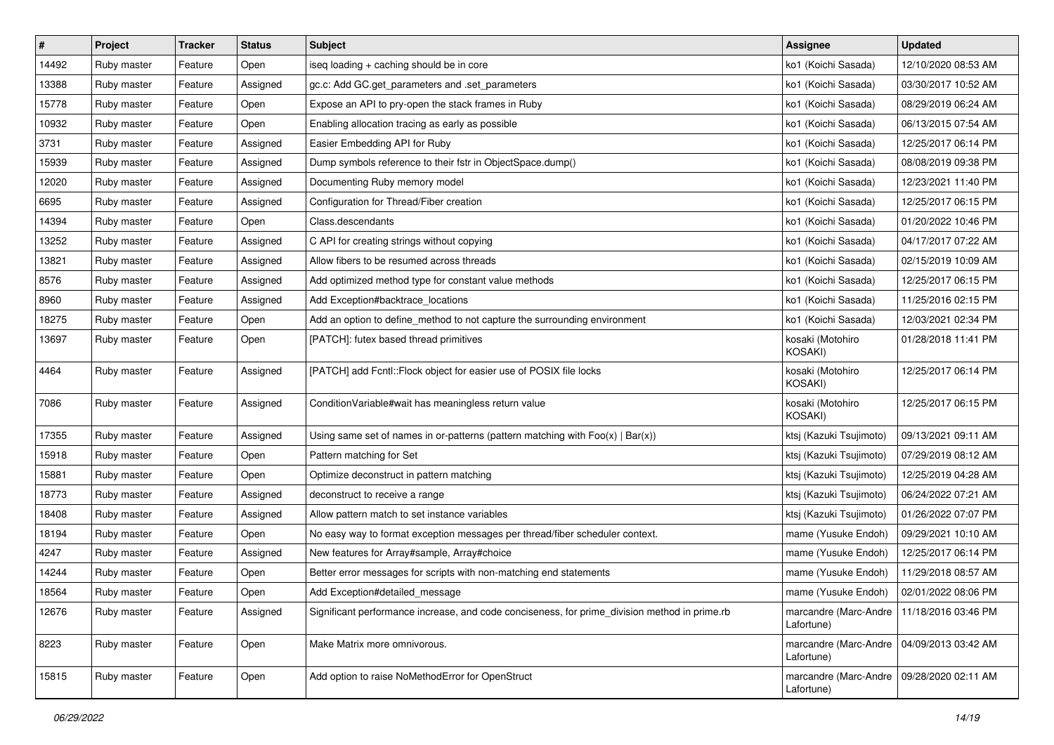| # | Project | Tracker | Status | Subject | Assignee | Updated |
|---|---|---|---|---|---|---|
| 14492 | Ruby master | Feature | Open | iseq loading + caching should be in core | ko1 (Koichi Sasada) | 12/10/2020 08:53 AM |
| 13388 | Ruby master | Feature | Assigned | gc.c: Add GC.get_parameters and .set_parameters | ko1 (Koichi Sasada) | 03/30/2017 10:52 AM |
| 15778 | Ruby master | Feature | Open | Expose an API to pry-open the stack frames in Ruby | ko1 (Koichi Sasada) | 08/29/2019 06:24 AM |
| 10932 | Ruby master | Feature | Open | Enabling allocation tracing as early as possible | ko1 (Koichi Sasada) | 06/13/2015 07:54 AM |
| 3731 | Ruby master | Feature | Assigned | Easier Embedding API for Ruby | ko1 (Koichi Sasada) | 12/25/2017 06:14 PM |
| 15939 | Ruby master | Feature | Assigned | Dump symbols reference to their fstr in ObjectSpace.dump() | ko1 (Koichi Sasada) | 08/08/2019 09:38 PM |
| 12020 | Ruby master | Feature | Assigned | Documenting Ruby memory model | ko1 (Koichi Sasada) | 12/23/2021 11:40 PM |
| 6695 | Ruby master | Feature | Assigned | Configuration for Thread/Fiber creation | ko1 (Koichi Sasada) | 12/25/2017 06:15 PM |
| 14394 | Ruby master | Feature | Open | Class.descendants | ko1 (Koichi Sasada) | 01/20/2022 10:46 PM |
| 13252 | Ruby master | Feature | Assigned | C API for creating strings without copying | ko1 (Koichi Sasada) | 04/17/2017 07:22 AM |
| 13821 | Ruby master | Feature | Assigned | Allow fibers to be resumed across threads | ko1 (Koichi Sasada) | 02/15/2019 10:09 AM |
| 8576 | Ruby master | Feature | Assigned | Add optimized method type for constant value methods | ko1 (Koichi Sasada) | 12/25/2017 06:15 PM |
| 8960 | Ruby master | Feature | Assigned | Add Exception#backtrace_locations | ko1 (Koichi Sasada) | 11/25/2016 02:15 PM |
| 18275 | Ruby master | Feature | Open | Add an option to define_method to not capture the surrounding environment | ko1 (Koichi Sasada) | 12/03/2021 02:34 PM |
| 13697 | Ruby master | Feature | Open | [PATCH]: futex based thread primitives | kosaki (Motohiro KOSAKI) | 01/28/2018 11:41 PM |
| 4464 | Ruby master | Feature | Assigned | [PATCH] add Fcntl::Flock object for easier use of POSIX file locks | kosaki (Motohiro KOSAKI) | 12/25/2017 06:14 PM |
| 7086 | Ruby master | Feature | Assigned | ConditionVariable#wait has meaningless return value | kosaki (Motohiro KOSAKI) | 12/25/2017 06:15 PM |
| 17355 | Ruby master | Feature | Assigned | Using same set of names in or-patterns (pattern matching with Foo(x) \| Bar(x)) | ktsj (Kazuki Tsujimoto) | 09/13/2021 09:11 AM |
| 15918 | Ruby master | Feature | Open | Pattern matching for Set | ktsj (Kazuki Tsujimoto) | 07/29/2019 08:12 AM |
| 15881 | Ruby master | Feature | Open | Optimize deconstruct in pattern matching | ktsj (Kazuki Tsujimoto) | 12/25/2019 04:28 AM |
| 18773 | Ruby master | Feature | Assigned | deconstruct to receive a range | ktsj (Kazuki Tsujimoto) | 06/24/2022 07:21 AM |
| 18408 | Ruby master | Feature | Assigned | Allow pattern match to set instance variables | ktsj (Kazuki Tsujimoto) | 01/26/2022 07:07 PM |
| 18194 | Ruby master | Feature | Open | No easy way to format exception messages per thread/fiber scheduler context. | mame (Yusuke Endoh) | 09/29/2021 10:10 AM |
| 4247 | Ruby master | Feature | Assigned | New features for Array#sample, Array#choice | mame (Yusuke Endoh) | 12/25/2017 06:14 PM |
| 14244 | Ruby master | Feature | Open | Better error messages for scripts with non-matching end statements | mame (Yusuke Endoh) | 11/29/2018 08:57 AM |
| 18564 | Ruby master | Feature | Open | Add Exception#detailed_message | mame (Yusuke Endoh) | 02/01/2022 08:06 PM |
| 12676 | Ruby master | Feature | Assigned | Significant performance increase, and code conciseness, for prime_division method in prime.rb | marcandre (Marc-Andre Lafortune) | 11/18/2016 03:46 PM |
| 8223 | Ruby master | Feature | Open | Make Matrix more omnivorous. | marcandre (Marc-Andre Lafortune) | 04/09/2013 03:42 AM |
| 15815 | Ruby master | Feature | Open | Add option to raise NoMethodError for OpenStruct | marcandre (Marc-Andre Lafortune) | 09/28/2020 02:11 AM |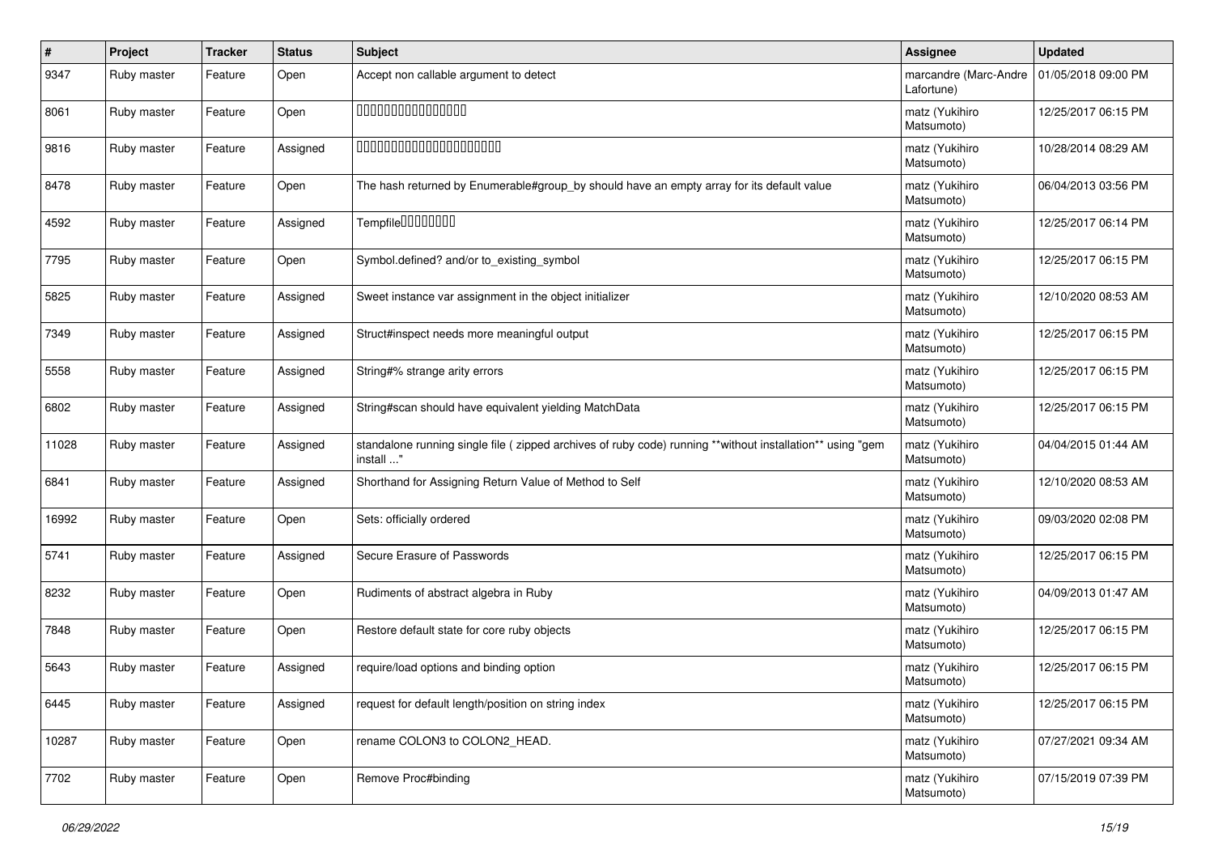| # | Project | Tracker | Status | Subject | Assignee | Updated |
| --- | --- | --- | --- | --- | --- | --- |
| 9347 | Ruby master | Feature | Open | Accept non callable argument to detect | marcandre (Marc-Andre Lafortune) | 01/05/2018 09:00 PM |
| 8061 | Ruby master | Feature | Open | □□□□□□□□□□□□□□□□ | matz (Yukihiro Matsumoto) | 12/25/2017 06:15 PM |
| 9816 | Ruby master | Feature | Assigned | □□□□□□□□□□□□□□□□□□□□□□ | matz (Yukihiro Matsumoto) | 10/28/2014 08:29 AM |
| 8478 | Ruby master | Feature | Open | The hash returned by Enumerable#group_by should have an empty array for its default value | matz (Yukihiro Matsumoto) | 06/04/2013 03:56 PM |
| 4592 | Ruby master | Feature | Assigned | Tempfile□□□□□□□□ | matz (Yukihiro Matsumoto) | 12/25/2017 06:14 PM |
| 7795 | Ruby master | Feature | Open | Symbol.defined? and/or to_existing_symbol | matz (Yukihiro Matsumoto) | 12/25/2017 06:15 PM |
| 5825 | Ruby master | Feature | Assigned | Sweet instance var assignment in the object initializer | matz (Yukihiro Matsumoto) | 12/10/2020 08:53 AM |
| 7349 | Ruby master | Feature | Assigned | Struct#inspect needs more meaningful output | matz (Yukihiro Matsumoto) | 12/25/2017 06:15 PM |
| 5558 | Ruby master | Feature | Assigned | String#% strange arity errors | matz (Yukihiro Matsumoto) | 12/25/2017 06:15 PM |
| 6802 | Ruby master | Feature | Assigned | String#scan should have equivalent yielding MatchData | matz (Yukihiro Matsumoto) | 12/25/2017 06:15 PM |
| 11028 | Ruby master | Feature | Assigned | standalone running single file ( zipped archives of ruby code) running **without installation** using "gem install ..." | matz (Yukihiro Matsumoto) | 04/04/2015 01:44 AM |
| 6841 | Ruby master | Feature | Assigned | Shorthand for Assigning Return Value of Method to Self | matz (Yukihiro Matsumoto) | 12/10/2020 08:53 AM |
| 16992 | Ruby master | Feature | Open | Sets: officially ordered | matz (Yukihiro Matsumoto) | 09/03/2020 02:08 PM |
| 5741 | Ruby master | Feature | Assigned | Secure Erasure of Passwords | matz (Yukihiro Matsumoto) | 12/25/2017 06:15 PM |
| 8232 | Ruby master | Feature | Open | Rudiments of abstract algebra in Ruby | matz (Yukihiro Matsumoto) | 04/09/2013 01:47 AM |
| 7848 | Ruby master | Feature | Open | Restore default state for core ruby objects | matz (Yukihiro Matsumoto) | 12/25/2017 06:15 PM |
| 5643 | Ruby master | Feature | Assigned | require/load options and binding option | matz (Yukihiro Matsumoto) | 12/25/2017 06:15 PM |
| 6445 | Ruby master | Feature | Assigned | request for default length/position on string index | matz (Yukihiro Matsumoto) | 12/25/2017 06:15 PM |
| 10287 | Ruby master | Feature | Open | rename COLON3 to COLON2_HEAD. | matz (Yukihiro Matsumoto) | 07/27/2021 09:34 AM |
| 7702 | Ruby master | Feature | Open | Remove Proc#binding | matz (Yukihiro Matsumoto) | 07/15/2019 07:39 PM |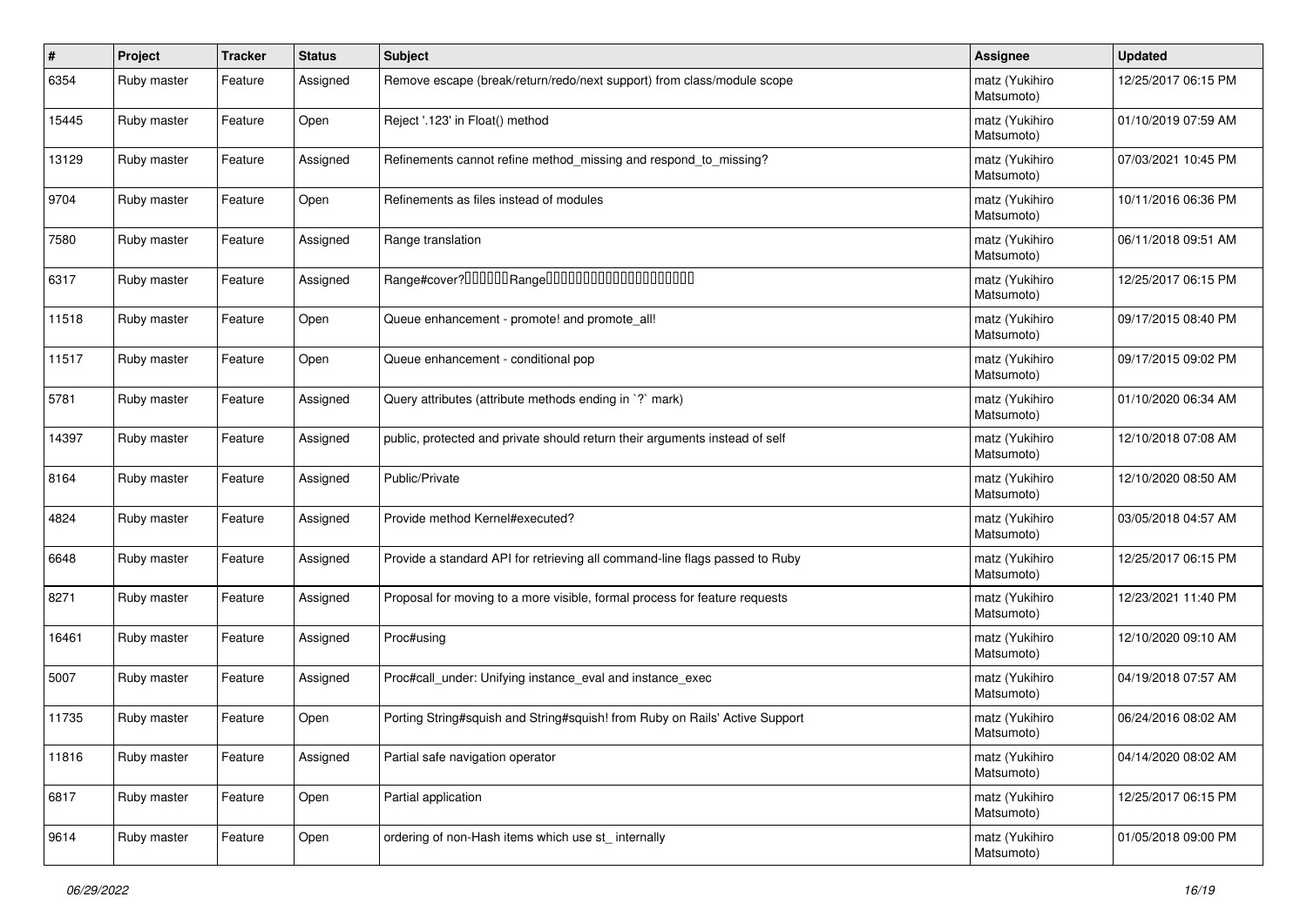| # | Project | Tracker | Status | Subject | Assignee | Updated |
|---|---|---|---|---|---|---|
| 6354 | Ruby master | Feature | Assigned | Remove escape (break/return/redo/next support) from class/module scope | matz (Yukihiro Matsumoto) | 12/25/2017 06:15 PM |
| 15445 | Ruby master | Feature | Open | Reject '.123' in Float() method | matz (Yukihiro Matsumoto) | 01/10/2019 07:59 AM |
| 13129 | Ruby master | Feature | Assigned | Refinements cannot refine method_missing and respond_to_missing? | matz (Yukihiro Matsumoto) | 07/03/2021 10:45 PM |
| 9704 | Ruby master | Feature | Open | Refinements as files instead of modules | matz (Yukihiro Matsumoto) | 10/11/2016 06:36 PM |
| 7580 | Ruby master | Feature | Assigned | Range translation | matz (Yukihiro Matsumoto) | 06/11/2018 09:51 AM |
| 6317 | Ruby master | Feature | Assigned | Range#cover?□□□□□□Range□□□□□□□□□□□□□□□□□□□□ | matz (Yukihiro Matsumoto) | 12/25/2017 06:15 PM |
| 11518 | Ruby master | Feature | Open | Queue enhancement - promote! and promote_all! | matz (Yukihiro Matsumoto) | 09/17/2015 08:40 PM |
| 11517 | Ruby master | Feature | Open | Queue enhancement - conditional pop | matz (Yukihiro Matsumoto) | 09/17/2015 09:02 PM |
| 5781 | Ruby master | Feature | Assigned | Query attributes (attribute methods ending in `?` mark) | matz (Yukihiro Matsumoto) | 01/10/2020 06:34 AM |
| 14397 | Ruby master | Feature | Assigned | public, protected and private should return their arguments instead of self | matz (Yukihiro Matsumoto) | 12/10/2018 07:08 AM |
| 8164 | Ruby master | Feature | Assigned | Public/Private | matz (Yukihiro Matsumoto) | 12/10/2020 08:50 AM |
| 4824 | Ruby master | Feature | Assigned | Provide method Kernel#executed? | matz (Yukihiro Matsumoto) | 03/05/2018 04:57 AM |
| 6648 | Ruby master | Feature | Assigned | Provide a standard API for retrieving all command-line flags passed to Ruby | matz (Yukihiro Matsumoto) | 12/25/2017 06:15 PM |
| 8271 | Ruby master | Feature | Assigned | Proposal for moving to a more visible, formal process for feature requests | matz (Yukihiro Matsumoto) | 12/23/2021 11:40 PM |
| 16461 | Ruby master | Feature | Assigned | Proc#using | matz (Yukihiro Matsumoto) | 12/10/2020 09:10 AM |
| 5007 | Ruby master | Feature | Assigned | Proc#call_under: Unifying instance_eval and instance_exec | matz (Yukihiro Matsumoto) | 04/19/2018 07:57 AM |
| 11735 | Ruby master | Feature | Open | Porting String#squish and String#squish! from Ruby on Rails' Active Support | matz (Yukihiro Matsumoto) | 06/24/2016 08:02 AM |
| 11816 | Ruby master | Feature | Assigned | Partial safe navigation operator | matz (Yukihiro Matsumoto) | 04/14/2020 08:02 AM |
| 6817 | Ruby master | Feature | Open | Partial application | matz (Yukihiro Matsumoto) | 12/25/2017 06:15 PM |
| 9614 | Ruby master | Feature | Open | ordering of non-Hash items which use st_ internally | matz (Yukihiro Matsumoto) | 01/05/2018 09:00 PM |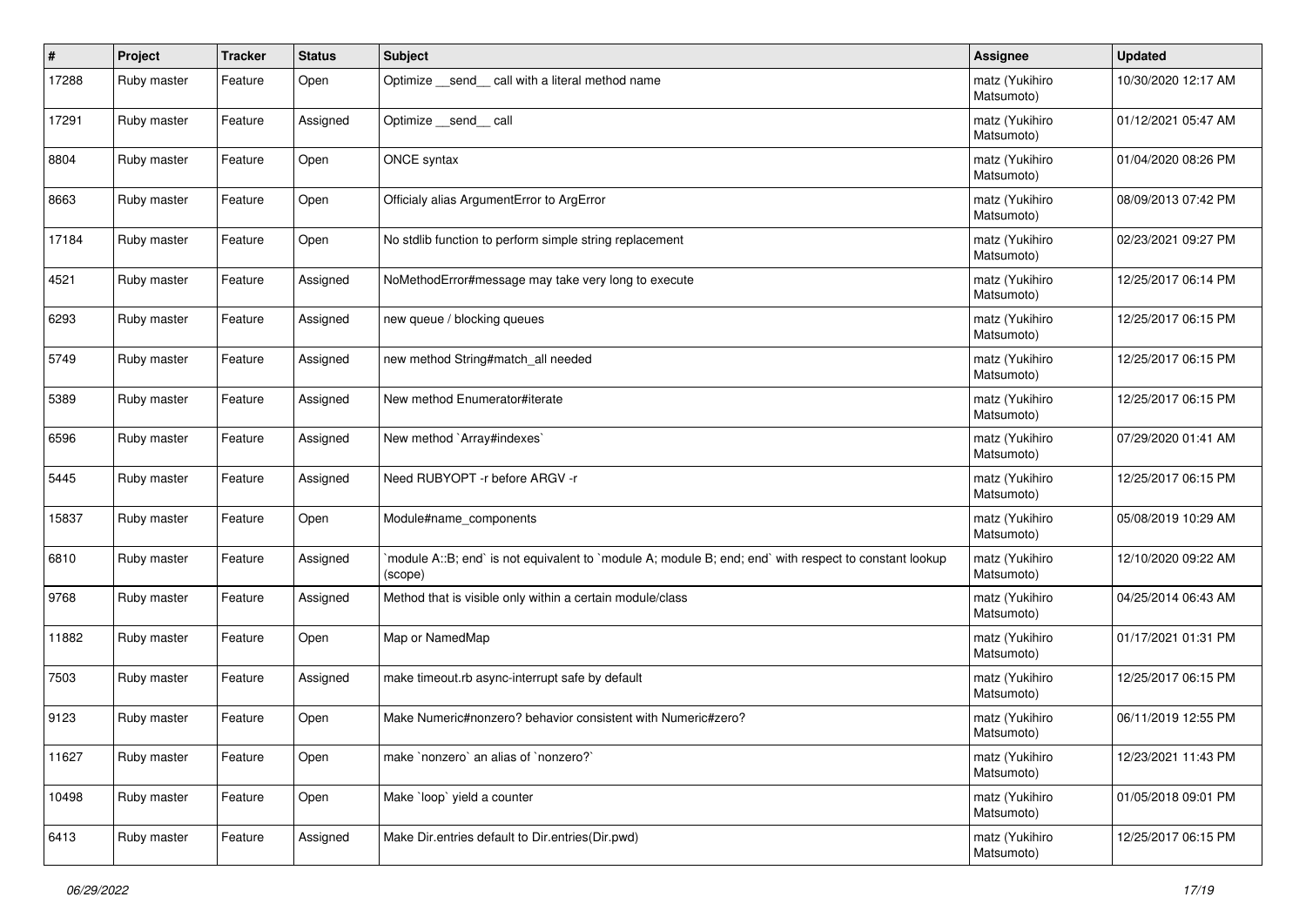| # | Project | Tracker | Status | Subject | Assignee | Updated |
|---|---|---|---|---|---|---|
| 17288 | Ruby master | Feature | Open | Optimize __send__ call with a literal method name | matz (Yukihiro Matsumoto) | 10/30/2020 12:17 AM |
| 17291 | Ruby master | Feature | Assigned | Optimize __send__ call | matz (Yukihiro Matsumoto) | 01/12/2021 05:47 AM |
| 8804 | Ruby master | Feature | Open | ONCE syntax | matz (Yukihiro Matsumoto) | 01/04/2020 08:26 PM |
| 8663 | Ruby master | Feature | Open | Officialy alias ArgumentError to ArgError | matz (Yukihiro Matsumoto) | 08/09/2013 07:42 PM |
| 17184 | Ruby master | Feature | Open | No stdlib function to perform simple string replacement | matz (Yukihiro Matsumoto) | 02/23/2021 09:27 PM |
| 4521 | Ruby master | Feature | Assigned | NoMethodError#message may take very long to execute | matz (Yukihiro Matsumoto) | 12/25/2017 06:14 PM |
| 6293 | Ruby master | Feature | Assigned | new queue / blocking queues | matz (Yukihiro Matsumoto) | 12/25/2017 06:15 PM |
| 5749 | Ruby master | Feature | Assigned | new method String#match_all needed | matz (Yukihiro Matsumoto) | 12/25/2017 06:15 PM |
| 5389 | Ruby master | Feature | Assigned | New method Enumerator#iterate | matz (Yukihiro Matsumoto) | 12/25/2017 06:15 PM |
| 6596 | Ruby master | Feature | Assigned | New method `Array#indexes` | matz (Yukihiro Matsumoto) | 07/29/2020 01:41 AM |
| 5445 | Ruby master | Feature | Assigned | Need RUBYOPT -r before ARGV -r | matz (Yukihiro Matsumoto) | 12/25/2017 06:15 PM |
| 15837 | Ruby master | Feature | Open | Module#name_components | matz (Yukihiro Matsumoto) | 05/08/2019 10:29 AM |
| 6810 | Ruby master | Feature | Assigned | `module A::B; end` is not equivalent to `module A; module B; end; end` with respect to constant lookup (scope) | matz (Yukihiro Matsumoto) | 12/10/2020 09:22 AM |
| 9768 | Ruby master | Feature | Assigned | Method that is visible only within a certain module/class | matz (Yukihiro Matsumoto) | 04/25/2014 06:43 AM |
| 11882 | Ruby master | Feature | Open | Map or NamedMap | matz (Yukihiro Matsumoto) | 01/17/2021 01:31 PM |
| 7503 | Ruby master | Feature | Assigned | make timeout.rb async-interrupt safe by default | matz (Yukihiro Matsumoto) | 12/25/2017 06:15 PM |
| 9123 | Ruby master | Feature | Open | Make Numeric#nonzero? behavior consistent with Numeric#zero? | matz (Yukihiro Matsumoto) | 06/11/2019 12:55 PM |
| 11627 | Ruby master | Feature | Open | make `nonzero` an alias of `nonzero?` | matz (Yukihiro Matsumoto) | 12/23/2021 11:43 PM |
| 10498 | Ruby master | Feature | Open | Make `loop` yield a counter | matz (Yukihiro Matsumoto) | 01/05/2018 09:01 PM |
| 6413 | Ruby master | Feature | Assigned | Make Dir.entries default to Dir.entries(Dir.pwd) | matz (Yukihiro Matsumoto) | 12/25/2017 06:15 PM |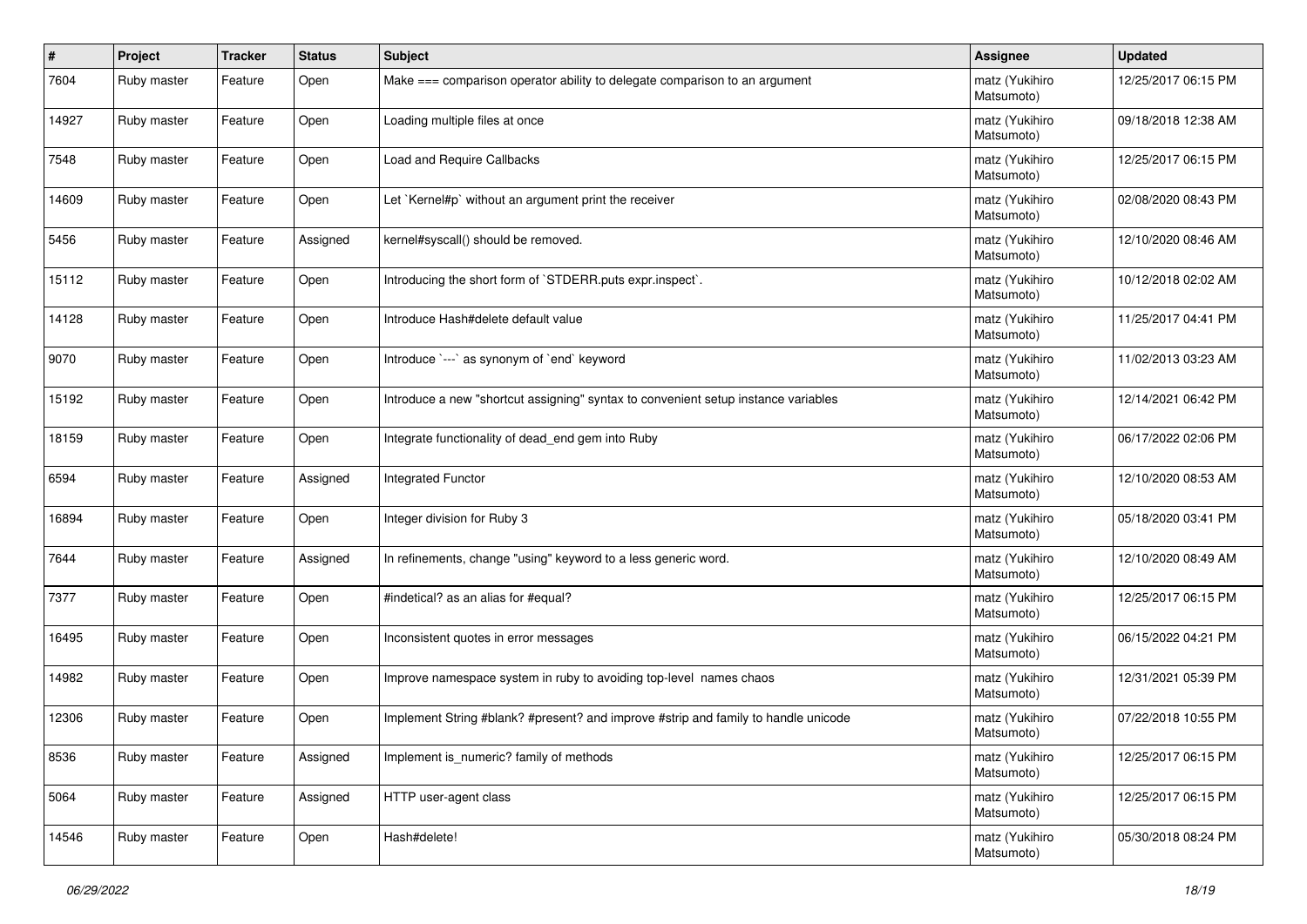| # | Project | Tracker | Status | Subject | Assignee | Updated |
|---|---|---|---|---|---|---|
| 7604 | Ruby master | Feature | Open | Make === comparison operator ability to delegate comparison to an argument | matz (Yukihiro Matsumoto) | 12/25/2017 06:15 PM |
| 14927 | Ruby master | Feature | Open | Loading multiple files at once | matz (Yukihiro Matsumoto) | 09/18/2018 12:38 AM |
| 7548 | Ruby master | Feature | Open | Load and Require Callbacks | matz (Yukihiro Matsumoto) | 12/25/2017 06:15 PM |
| 14609 | Ruby master | Feature | Open | Let `Kernel#p` without an argument print the receiver | matz (Yukihiro Matsumoto) | 02/08/2020 08:43 PM |
| 5456 | Ruby master | Feature | Assigned | kernel#syscall() should be removed. | matz (Yukihiro Matsumoto) | 12/10/2020 08:46 AM |
| 15112 | Ruby master | Feature | Open | Introducing the short form of `STDERR.puts expr.inspect`. | matz (Yukihiro Matsumoto) | 10/12/2018 02:02 AM |
| 14128 | Ruby master | Feature | Open | Introduce Hash#delete default value | matz (Yukihiro Matsumoto) | 11/25/2017 04:41 PM |
| 9070 | Ruby master | Feature | Open | Introduce `---` as synonym of `end` keyword | matz (Yukihiro Matsumoto) | 11/02/2013 03:23 AM |
| 15192 | Ruby master | Feature | Open | Introduce a new "shortcut assigning" syntax to convenient setup instance variables | matz (Yukihiro Matsumoto) | 12/14/2021 06:42 PM |
| 18159 | Ruby master | Feature | Open | Integrate functionality of dead_end gem into Ruby | matz (Yukihiro Matsumoto) | 06/17/2022 02:06 PM |
| 6594 | Ruby master | Feature | Assigned | Integrated Functor | matz (Yukihiro Matsumoto) | 12/10/2020 08:53 AM |
| 16894 | Ruby master | Feature | Open | Integer division for Ruby 3 | matz (Yukihiro Matsumoto) | 05/18/2020 03:41 PM |
| 7644 | Ruby master | Feature | Assigned | In refinements, change "using" keyword to a less generic word. | matz (Yukihiro Matsumoto) | 12/10/2020 08:49 AM |
| 7377 | Ruby master | Feature | Open | #indetical? as an alias for #equal? | matz (Yukihiro Matsumoto) | 12/25/2017 06:15 PM |
| 16495 | Ruby master | Feature | Open | Inconsistent quotes in error messages | matz (Yukihiro Matsumoto) | 06/15/2022 04:21 PM |
| 14982 | Ruby master | Feature | Open | Improve namespace system in ruby to avoiding top-level names chaos | matz (Yukihiro Matsumoto) | 12/31/2021 05:39 PM |
| 12306 | Ruby master | Feature | Open | Implement String #blank? #present? and improve #strip and family to handle unicode | matz (Yukihiro Matsumoto) | 07/22/2018 10:55 PM |
| 8536 | Ruby master | Feature | Assigned | Implement is_numeric? family of methods | matz (Yukihiro Matsumoto) | 12/25/2017 06:15 PM |
| 5064 | Ruby master | Feature | Assigned | HTTP user-agent class | matz (Yukihiro Matsumoto) | 12/25/2017 06:15 PM |
| 14546 | Ruby master | Feature | Open | Hash#delete! | matz (Yukihiro Matsumoto) | 05/30/2018 08:24 PM |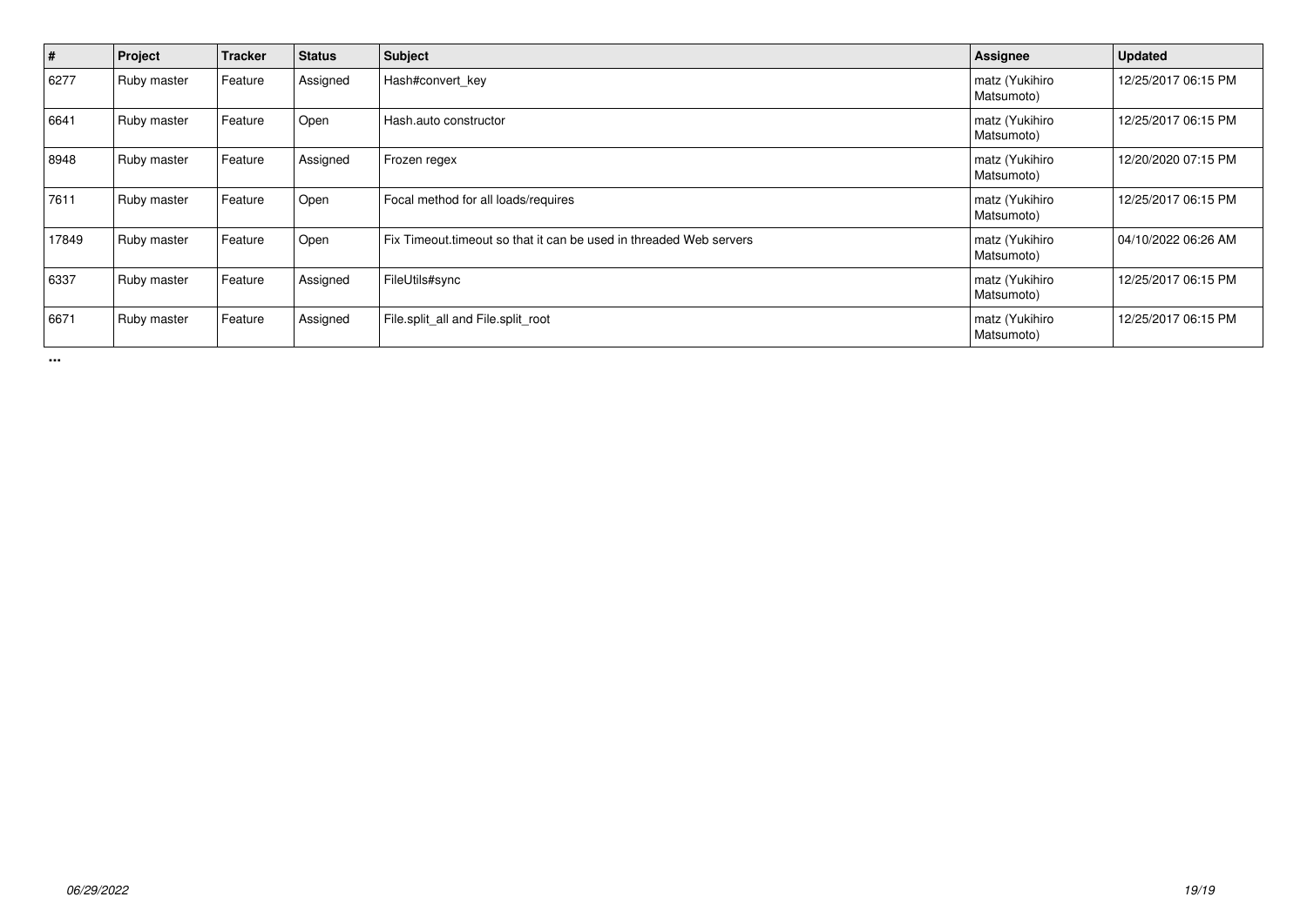| # | Project | Tracker | Status | Subject | Assignee | Updated |
|---|---|---|---|---|---|---|
| 6277 | Ruby master | Feature | Assigned | Hash#convert_key | matz (Yukihiro Matsumoto) | 12/25/2017 06:15 PM |
| 6641 | Ruby master | Feature | Open | Hash.auto constructor | matz (Yukihiro Matsumoto) | 12/25/2017 06:15 PM |
| 8948 | Ruby master | Feature | Assigned | Frozen regex | matz (Yukihiro Matsumoto) | 12/20/2020 07:15 PM |
| 7611 | Ruby master | Feature | Open | Focal method for all loads/requires | matz (Yukihiro Matsumoto) | 12/25/2017 06:15 PM |
| 17849 | Ruby master | Feature | Open | Fix Timeout.timeout so that it can be used in threaded Web servers | matz (Yukihiro Matsumoto) | 04/10/2022 06:26 AM |
| 6337 | Ruby master | Feature | Assigned | FileUtils#sync | matz (Yukihiro Matsumoto) | 12/25/2017 06:15 PM |
| 6671 | Ruby master | Feature | Assigned | File.split_all and File.split_root | matz (Yukihiro Matsumoto) | 12/25/2017 06:15 PM |

...